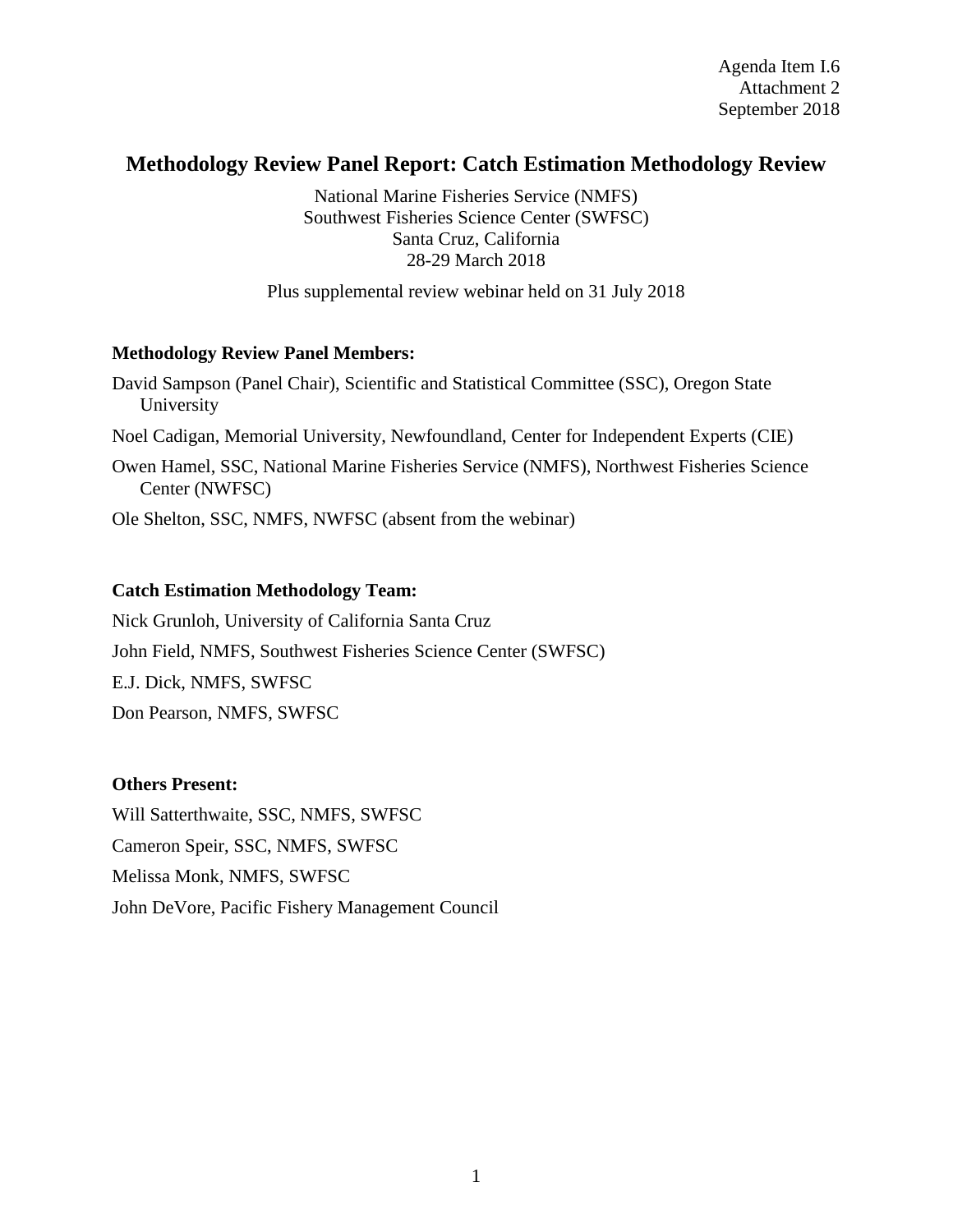Agenda Item I.6
Attachment 2
September 2018

# Methodology Review Panel Report: Catch Estimation Methodology Review

National Marine Fisheries Service (NMFS)
Southwest Fisheries Science Center (SWFSC)
Santa Cruz, California
28-29 March 2018

Plus supplemental review webinar held on 31 July 2018

**Methodology Review Panel Members:**

David Sampson (Panel Chair), Scientific and Statistical Committee (SSC), Oregon State University

Noel Cadigan, Memorial University, Newfoundland, Center for Independent Experts (CIE)

Owen Hamel, SSC, National Marine Fisheries Service (NMFS), Northwest Fisheries Science Center (NWFSC)

Ole Shelton, SSC, NMFS, NWFSC (absent from the webinar)

**Catch Estimation Methodology Team:**

Nick Grunloh, University of California Santa Cruz

John Field, NMFS, Southwest Fisheries Science Center (SWFSC)

E.J. Dick, NMFS, SWFSC

Don Pearson, NMFS, SWFSC

**Others Present:**

Will Satterthwaite, SSC, NMFS, SWFSC

Cameron Speir, SSC, NMFS, SWFSC

Melissa Monk, NMFS, SWFSC

John DeVore, Pacific Fishery Management Council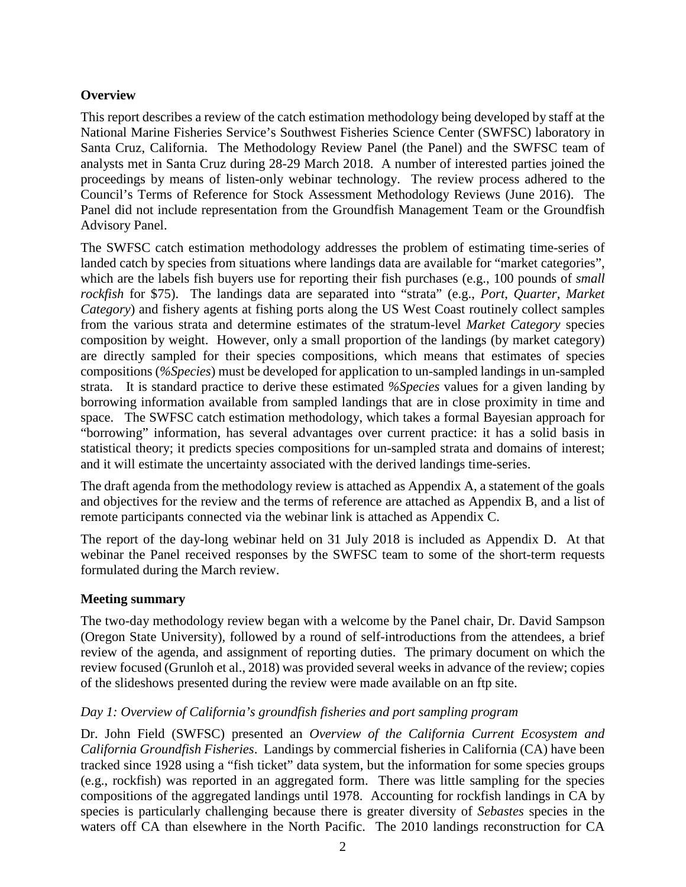## Overview

This report describes a review of the catch estimation methodology being developed by staff at the National Marine Fisheries Service's Southwest Fisheries Science Center (SWFSC) laboratory in Santa Cruz, California. The Methodology Review Panel (the Panel) and the SWFSC team of analysts met in Santa Cruz during 28-29 March 2018. A number of interested parties joined the proceedings by means of listen-only webinar technology. The review process adhered to the Council's Terms of Reference for Stock Assessment Methodology Reviews (June 2016). The Panel did not include representation from the Groundfish Management Team or the Groundfish Advisory Panel.

The SWFSC catch estimation methodology addresses the problem of estimating time-series of landed catch by species from situations where landings data are available for "market categories", which are the labels fish buyers use for reporting their fish purchases (e.g., 100 pounds of *small rockfish* for $75). The landings data are separated into "strata" (e.g., *Port*, *Quarter*, *Market Category*) and fishery agents at fishing ports along the US West Coast routinely collect samples from the various strata and determine estimates of the stratum-level *Market Category* species composition by weight. However, only a small proportion of the landings (by market category) are directly sampled for their species compositions, which means that estimates of species compositions (*%Species*) must be developed for application to un-sampled landings in un-sampled strata. It is standard practice to derive these estimated *%Species* values for a given landing by borrowing information available from sampled landings that are in close proximity in time and space. The SWFSC catch estimation methodology, which takes a formal Bayesian approach for "borrowing" information, has several advantages over current practice: it has a solid basis in statistical theory; it predicts species compositions for un-sampled strata and domains of interest; and it will estimate the uncertainty associated with the derived landings time-series.

The draft agenda from the methodology review is attached as Appendix A, a statement of the goals and objectives for the review and the terms of reference are attached as Appendix B, and a list of remote participants connected via the webinar link is attached as Appendix C.

The report of the day-long webinar held on 31 July 2018 is included as Appendix D. At that webinar the Panel received responses by the SWFSC team to some of the short-term requests formulated during the March review.

## Meeting summary

The two-day methodology review began with a welcome by the Panel chair, Dr. David Sampson (Oregon State University), followed by a round of self-introductions from the attendees, a brief review of the agenda, and assignment of reporting duties. The primary document on which the review focused (Grunloh et al., 2018) was provided several weeks in advance of the review; copies of the slideshows presented during the review were made available on an ftp site.

### *Day 1: Overview of California's groundfish fisheries and port sampling program*

Dr. John Field (SWFSC) presented an *Overview of the California Current Ecosystem and California Groundfish Fisheries*. Landings by commercial fisheries in California (CA) have been tracked since 1928 using a "fish ticket" data system, but the information for some species groups (e.g., rockfish) was reported in an aggregated form. There was little sampling for the species compositions of the aggregated landings until 1978. Accounting for rockfish landings in CA by species is particularly challenging because there is greater diversity of *Sebastes* species in the waters off CA than elsewhere in the North Pacific. The 2010 landings reconstruction for CA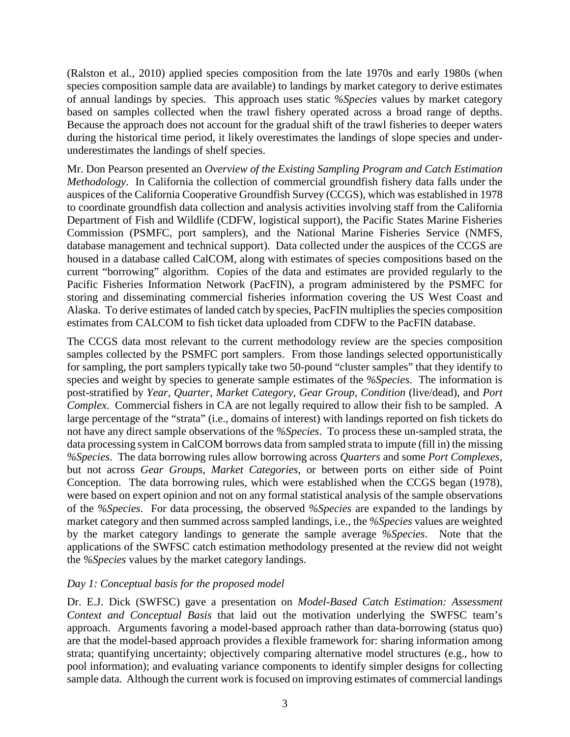(Ralston et al., 2010) applied species composition from the late 1970s and early 1980s (when species composition sample data are available) to landings by market category to derive estimates of annual landings by species. This approach uses static *%Species* values by market category based on samples collected when the trawl fishery operated across a broad range of depths. Because the approach does not account for the gradual shift of the trawl fisheries to deeper waters during the historical time period, it likely overestimates the landings of slope species and under-underestimates the landings of shelf species.

Mr. Don Pearson presented an *Overview of the Existing Sampling Program and Catch Estimation Methodology*. In California the collection of commercial groundfish fishery data falls under the auspices of the California Cooperative Groundfish Survey (CCGS), which was established in 1978 to coordinate groundfish data collection and analysis activities involving staff from the California Department of Fish and Wildlife (CDFW, logistical support), the Pacific States Marine Fisheries Commission (PSMFC, port samplers), and the National Marine Fisheries Service (NMFS, database management and technical support). Data collected under the auspices of the CCGS are housed in a database called CalCOM, along with estimates of species compositions based on the current "borrowing" algorithm. Copies of the data and estimates are provided regularly to the Pacific Fisheries Information Network (PacFIN), a program administered by the PSMFC for storing and disseminating commercial fisheries information covering the US West Coast and Alaska. To derive estimates of landed catch by species, PacFIN multiplies the species composition estimates from CALCOM to fish ticket data uploaded from CDFW to the PacFIN database.

The CCGS data most relevant to the current methodology review are the species composition samples collected by the PSMFC port samplers. From those landings selected opportunistically for sampling, the port samplers typically take two 50-pound "cluster samples" that they identify to species and weight by species to generate sample estimates of the *%Species*. The information is post-stratified by *Year*, *Quarter*, *Market Category*, *Gear Group*, *Condition* (live/dead), and *Port Complex*. Commercial fishers in CA are not legally required to allow their fish to be sampled. A large percentage of the "strata" (i.e., domains of interest) with landings reported on fish tickets do not have any direct sample observations of the *%Species*. To process these un-sampled strata, the data processing system in CalCOM borrows data from sampled strata to impute (fill in) the missing *%Species*. The data borrowing rules allow borrowing across *Quarters* and some *Port Complexes*, but not across *Gear Groups*, *Market Categories*, or between ports on either side of Point Conception. The data borrowing rules, which were established when the CCGS began (1978), were based on expert opinion and not on any formal statistical analysis of the sample observations of the *%Species*. For data processing, the observed *%Species* are expanded to the landings by market category and then summed across sampled landings, i.e., the *%Species* values are weighted by the market category landings to generate the sample average *%Species*. Note that the applications of the SWFSC catch estimation methodology presented at the review did not weight the *%Species* values by the market category landings.

*Day 1: Conceptual basis for the proposed model*

Dr. E.J. Dick (SWFSC) gave a presentation on *Model-Based Catch Estimation: Assessment Context and Conceptual Basis* that laid out the motivation underlying the SWFSC team's approach. Arguments favoring a model-based approach rather than data-borrowing (status quo) are that the model-based approach provides a flexible framework for: sharing information among strata; quantifying uncertainty; objectively comparing alternative model structures (e.g., how to pool information); and evaluating variance components to identify simpler designs for collecting sample data. Although the current work is focused on improving estimates of commercial landings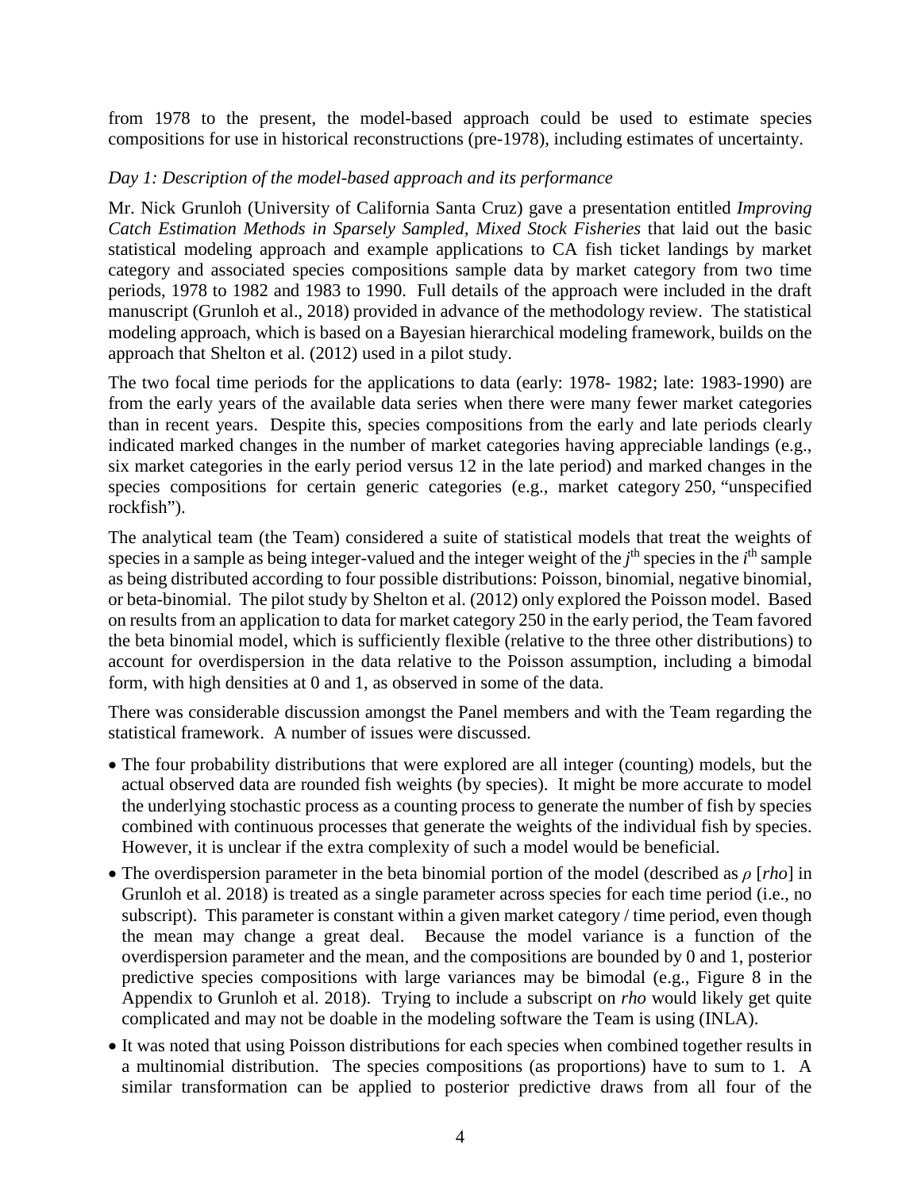from 1978 to the present, the model-based approach could be used to estimate species compositions for use in historical reconstructions (pre-1978), including estimates of uncertainty.

*Day 1: Description of the model-based approach and its performance*

Mr. Nick Grunloh (University of California Santa Cruz) gave a presentation entitled *Improving Catch Estimation Methods in Sparsely Sampled, Mixed Stock Fisheries* that laid out the basic statistical modeling approach and example applications to CA fish ticket landings by market category and associated species compositions sample data by market category from two time periods, 1978 to 1982 and 1983 to 1990. Full details of the approach were included in the draft manuscript (Grunloh et al., 2018) provided in advance of the methodology review. The statistical modeling approach, which is based on a Bayesian hierarchical modeling framework, builds on the approach that Shelton et al. (2012) used in a pilot study.

The two focal time periods for the applications to data (early: 1978- 1982; late: 1983-1990) are from the early years of the available data series when there were many fewer market categories than in recent years. Despite this, species compositions from the early and late periods clearly indicated marked changes in the number of market categories having appreciable landings (e.g., six market categories in the early period versus 12 in the late period) and marked changes in the species compositions for certain generic categories (e.g., market category 250, "unspecified rockfish").

The analytical team (the Team) considered a suite of statistical models that treat the weights of species in a sample as being integer-valued and the integer weight of the $j^{\text{th}}$ species in the $i^{\text{th}}$ sample as being distributed according to four possible distributions: Poisson, binomial, negative binomial, or beta-binomial. The pilot study by Shelton et al. (2012) only explored the Poisson model. Based on results from an application to data for market category 250 in the early period, the Team favored the beta binomial model, which is sufficiently flexible (relative to the three other distributions) to account for overdispersion in the data relative to the Poisson assumption, including a bimodal form, with high densities at 0 and 1, as observed in some of the data.

There was considerable discussion amongst the Panel members and with the Team regarding the statistical framework. A number of issues were discussed.

- The four probability distributions that were explored are all integer (counting) models, but the actual observed data are rounded fish weights (by species). It might be more accurate to model the underlying stochastic process as a counting process to generate the number of fish by species combined with continuous processes that generate the weights of the individual fish by species. However, it is unclear if the extra complexity of such a model would be beneficial.
- The overdispersion parameter in the beta binomial portion of the model (described as $\rho$ [*rho*] in Grunloh et al. 2018) is treated as a single parameter across species for each time period (i.e., no subscript). This parameter is constant within a given market category / time period, even though the mean may change a great deal. Because the model variance is a function of the overdispersion parameter and the mean, and the compositions are bounded by 0 and 1, posterior predictive species compositions with large variances may be bimodal (e.g., Figure 8 in the Appendix to Grunloh et al. 2018). Trying to include a subscript on *rho* would likely get quite complicated and may not be doable in the modeling software the Team is using (INLA).
- It was noted that using Poisson distributions for each species when combined together results in a multinomial distribution. The species compositions (as proportions) have to sum to 1. A similar transformation can be applied to posterior predictive draws from all four of the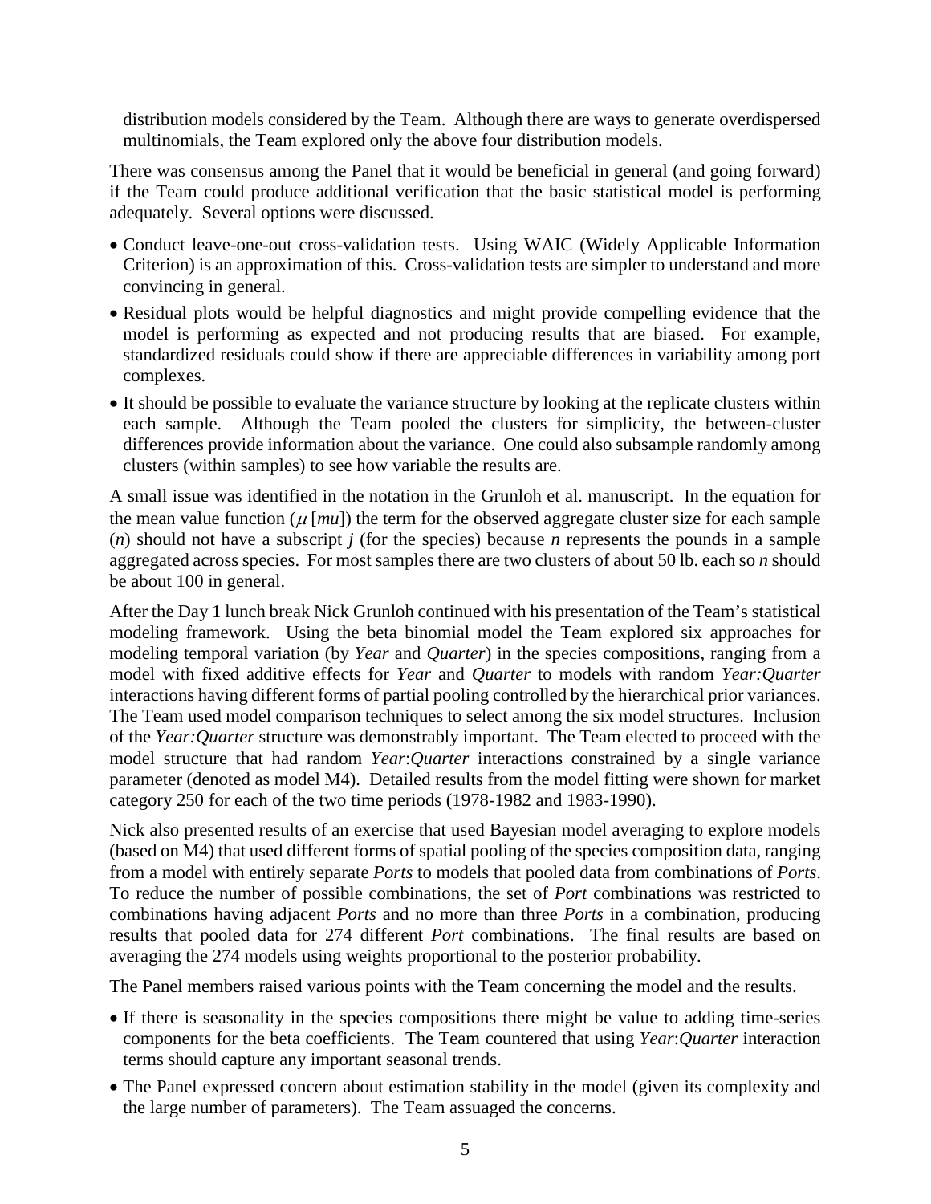distribution models considered by the Team. Although there are ways to generate overdispersed multinomials, the Team explored only the above four distribution models.

There was consensus among the Panel that it would be beneficial in general (and going forward) if the Team could produce additional verification that the basic statistical model is performing adequately. Several options were discussed.

- Conduct leave-one-out cross-validation tests. Using WAIC (Widely Applicable Information Criterion) is an approximation of this. Cross-validation tests are simpler to understand and more convincing in general.
- Residual plots would be helpful diagnostics and might provide compelling evidence that the model is performing as expected and not producing results that are biased. For example, standardized residuals could show if there are appreciable differences in variability among port complexes.
- It should be possible to evaluate the variance structure by looking at the replicate clusters within each sample. Although the Team pooled the clusters for simplicity, the between-cluster differences provide information about the variance. One could also subsample randomly among clusters (within samples) to see how variable the results are.

A small issue was identified in the notation in the Grunloh et al. manuscript. In the equation for the mean value function ($\mu$ [*mu*]) the term for the observed aggregate cluster size for each sample ($n$) should not have a subscript $j$ (for the species) because $n$ represents the pounds in a sample aggregated across species. For most samples there are two clusters of about 50 lb. each so $n$ should be about 100 in general.

After the Day 1 lunch break Nick Grunloh continued with his presentation of the Team's statistical modeling framework. Using the beta binomial model the Team explored six approaches for modeling temporal variation (by *Year* and *Quarter*) in the species compositions, ranging from a model with fixed additive effects for *Year* and *Quarter* to models with random *Year:Quarter* interactions having different forms of partial pooling controlled by the hierarchical prior variances. The Team used model comparison techniques to select among the six model structures. Inclusion of the *Year:Quarter* structure was demonstrably important. The Team elected to proceed with the model structure that had random *Year*:*Quarter* interactions constrained by a single variance parameter (denoted as model M4). Detailed results from the model fitting were shown for market category 250 for each of the two time periods (1978-1982 and 1983-1990).

Nick also presented results of an exercise that used Bayesian model averaging to explore models (based on M4) that used different forms of spatial pooling of the species composition data, ranging from a model with entirely separate *Ports* to models that pooled data from combinations of *Ports*. To reduce the number of possible combinations, the set of *Port* combinations was restricted to combinations having adjacent *Ports* and no more than three *Ports* in a combination, producing results that pooled data for 274 different *Port* combinations. The final results are based on averaging the 274 models using weights proportional to the posterior probability.

The Panel members raised various points with the Team concerning the model and the results.

- If there is seasonality in the species compositions there might be value to adding time-series components for the beta coefficients. The Team countered that using *Year*:*Quarter* interaction terms should capture any important seasonal trends.
- The Panel expressed concern about estimation stability in the model (given its complexity and the large number of parameters). The Team assuaged the concerns.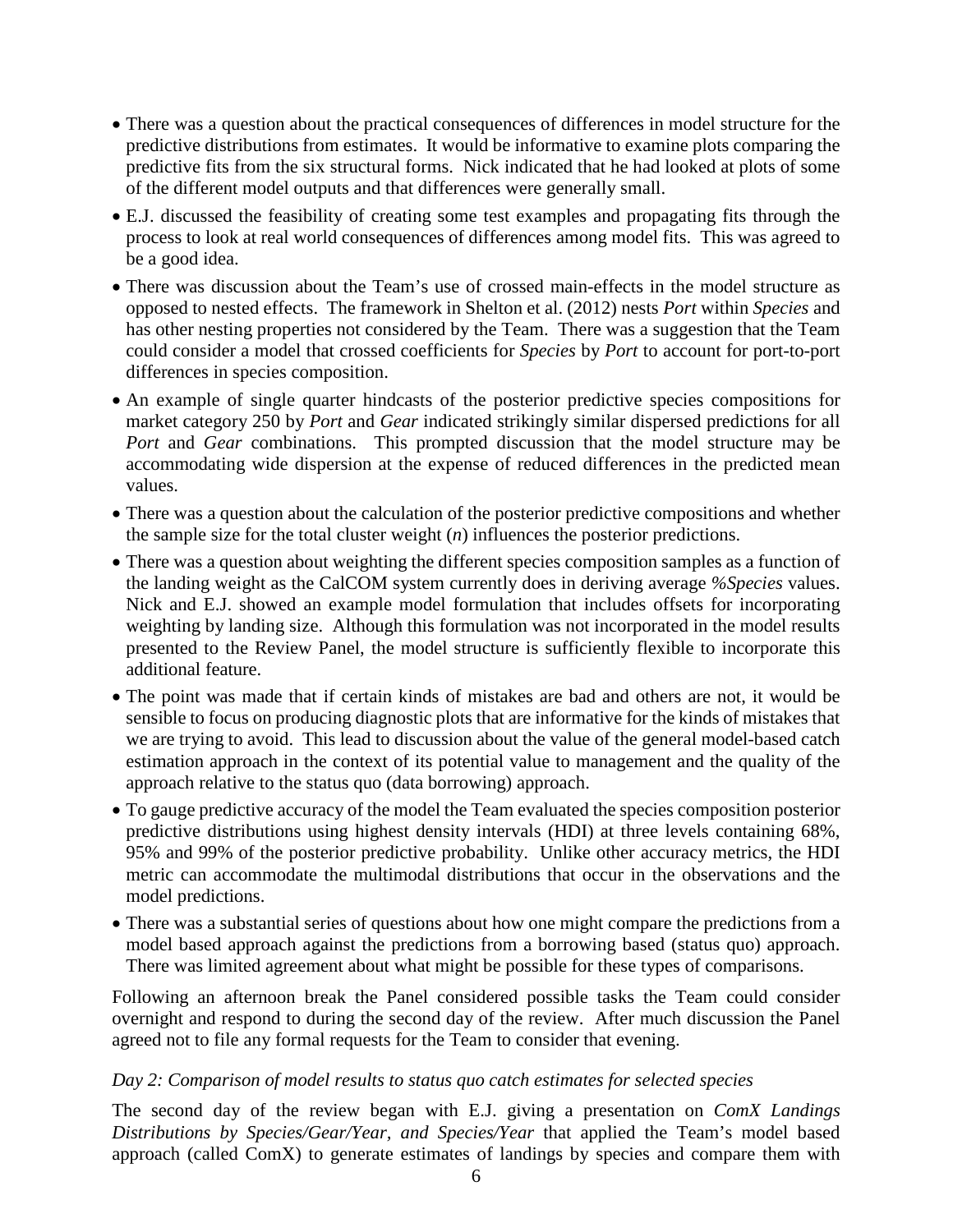- There was a question about the practical consequences of differences in model structure for the predictive distributions from estimates. It would be informative to examine plots comparing the predictive fits from the six structural forms. Nick indicated that he had looked at plots of some of the different model outputs and that differences were generally small.
- E.J. discussed the feasibility of creating some test examples and propagating fits through the process to look at real world consequences of differences among model fits. This was agreed to be a good idea.
- There was discussion about the Team's use of crossed main-effects in the model structure as opposed to nested effects. The framework in Shelton et al. (2012) nests *Port* within *Species* and has other nesting properties not considered by the Team. There was a suggestion that the Team could consider a model that crossed coefficients for *Species* by *Port* to account for port-to-port differences in species composition.
- An example of single quarter hindcasts of the posterior predictive species compositions for market category 250 by *Port* and *Gear* indicated strikingly similar dispersed predictions for all *Port* and *Gear* combinations. This prompted discussion that the model structure may be accommodating wide dispersion at the expense of reduced differences in the predicted mean values.
- There was a question about the calculation of the posterior predictive compositions and whether the sample size for the total cluster weight ($n$) influences the posterior predictions.
- There was a question about weighting the different species composition samples as a function of the landing weight as the CalCOM system currently does in deriving average *%Species* values. Nick and E.J. showed an example model formulation that includes offsets for incorporating weighting by landing size. Although this formulation was not incorporated in the model results presented to the Review Panel, the model structure is sufficiently flexible to incorporate this additional feature.
- The point was made that if certain kinds of mistakes are bad and others are not, it would be sensible to focus on producing diagnostic plots that are informative for the kinds of mistakes that we are trying to avoid. This lead to discussion about the value of the general model-based catch estimation approach in the context of its potential value to management and the quality of the approach relative to the status quo (data borrowing) approach.
- To gauge predictive accuracy of the model the Team evaluated the species composition posterior predictive distributions using highest density intervals (HDI) at three levels containing 68%, 95% and 99% of the posterior predictive probability. Unlike other accuracy metrics, the HDI metric can accommodate the multimodal distributions that occur in the observations and the model predictions.
- There was a substantial series of questions about how one might compare the predictions from a model based approach against the predictions from a borrowing based (status quo) approach. There was limited agreement about what might be possible for these types of comparisons.

Following an afternoon break the Panel considered possible tasks the Team could consider overnight and respond to during the second day of the review. After much discussion the Panel agreed not to file any formal requests for the Team to consider that evening.

*Day 2: Comparison of model results to status quo catch estimates for selected species*

The second day of the review began with E.J. giving a presentation on *ComX Landings Distributions by Species/Gear/Year, and Species/Year* that applied the Team's model based approach (called ComX) to generate estimates of landings by species and compare them with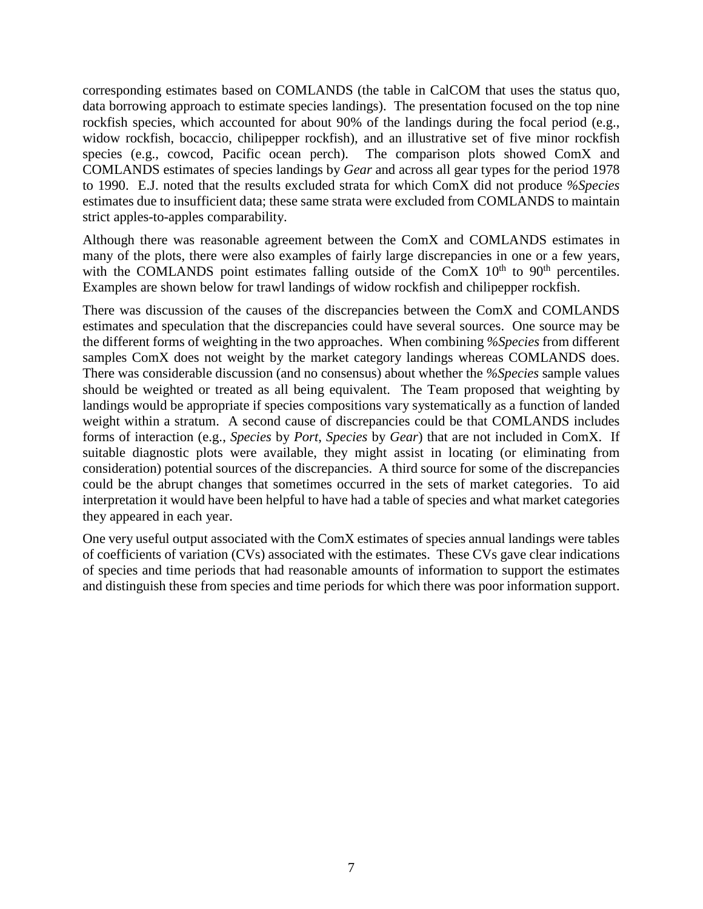corresponding estimates based on COMLANDS (the table in CalCOM that uses the status quo, data borrowing approach to estimate species landings). The presentation focused on the top nine rockfish species, which accounted for about 90% of the landings during the focal period (e.g., widow rockfish, bocaccio, chilipepper rockfish), and an illustrative set of five minor rockfish species (e.g., cowcod, Pacific ocean perch). The comparison plots showed ComX and COMLANDS estimates of species landings by *Gear* and across all gear types for the period 1978 to 1990. E.J. noted that the results excluded strata for which ComX did not produce *%Species* estimates due to insufficient data; these same strata were excluded from COMLANDS to maintain strict apples-to-apples comparability.

Although there was reasonable agreement between the ComX and COMLANDS estimates in many of the plots, there were also examples of fairly large discrepancies in one or a few years, with the COMLANDS point estimates falling outside of the ComX $10^{th}$ to $90^{th}$ percentiles. Examples are shown below for trawl landings of widow rockfish and chilipepper rockfish.

There was discussion of the causes of the discrepancies between the ComX and COMLANDS estimates and speculation that the discrepancies could have several sources. One source may be the different forms of weighting in the two approaches. When combining *%Species* from different samples ComX does not weight by the market category landings whereas COMLANDS does. There was considerable discussion (and no consensus) about whether the *%Species* sample values should be weighted or treated as all being equivalent. The Team proposed that weighting by landings would be appropriate if species compositions vary systematically as a function of landed weight within a stratum. A second cause of discrepancies could be that COMLANDS includes forms of interaction (e.g., *Species* by *Port*, *Species* by *Gear*) that are not included in ComX. If suitable diagnostic plots were available, they might assist in locating (or eliminating from consideration) potential sources of the discrepancies. A third source for some of the discrepancies could be the abrupt changes that sometimes occurred in the sets of market categories. To aid interpretation it would have been helpful to have had a table of species and what market categories they appeared in each year.

One very useful output associated with the ComX estimates of species annual landings were tables of coefficients of variation (CVs) associated with the estimates. These CVs gave clear indications of species and time periods that had reasonable amounts of information to support the estimates and distinguish these from species and time periods for which there was poor information support.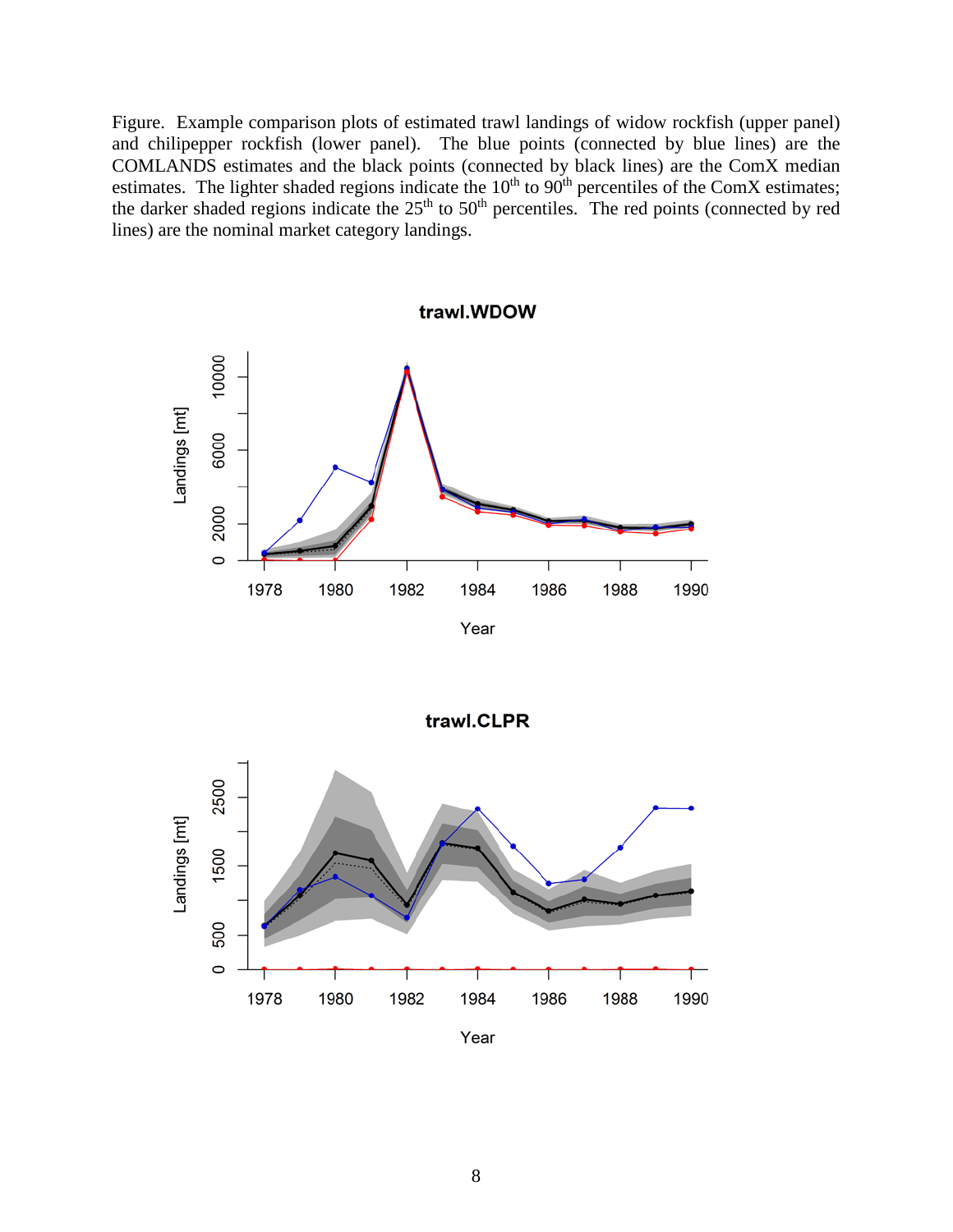Figure. Example comparison plots of estimated trawl landings of widow rockfish (upper panel) and chilipepper rockfish (lower panel). The blue points (connected by blue lines) are the COMLANDS estimates and the black points (connected by black lines) are the ComX median estimates. The lighter shaded regions indicate the 10th to 90th percentiles of the ComX estimates; the darker shaded regions indicate the 25th to 50th percentiles. The red points (connected by red lines) are the nominal market category landings.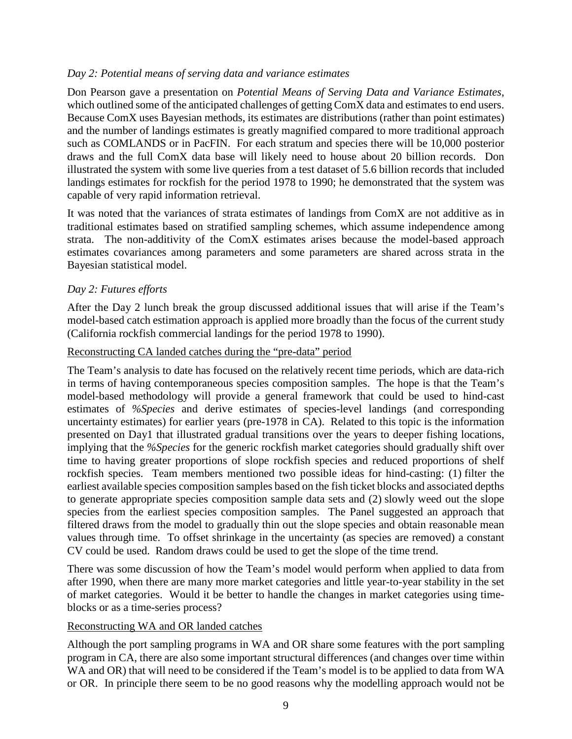*Day 2: Potential means of serving data and variance estimates*

Don Pearson gave a presentation on *Potential Means of Serving Data and Variance Estimates*, which outlined some of the anticipated challenges of getting ComX data and estimates to end users. Because ComX uses Bayesian methods, its estimates are distributions (rather than point estimates) and the number of landings estimates is greatly magnified compared to more traditional approach such as COMLANDS or in PacFIN. For each stratum and species there will be 10,000 posterior draws and the full ComX data base will likely need to house about 20 billion records. Don illustrated the system with some live queries from a test dataset of 5.6 billion records that included landings estimates for rockfish for the period 1978 to 1990; he demonstrated that the system was capable of very rapid information retrieval.

It was noted that the variances of strata estimates of landings from ComX are not additive as in traditional estimates based on stratified sampling schemes, which assume independence among strata. The non-additivity of the ComX estimates arises because the model-based approach estimates covariances among parameters and some parameters are shared across strata in the Bayesian statistical model.

*Day 2: Futures efforts*

After the Day 2 lunch break the group discussed additional issues that will arise if the Team's model-based catch estimation approach is applied more broadly than the focus of the current study (California rockfish commercial landings for the period 1978 to 1990).

<u>Reconstructing CA landed catches during the "pre-data" period</u>

The Team's analysis to date has focused on the relatively recent time periods, which are data-rich in terms of having contemporaneous species composition samples. The hope is that the Team's model-based methodology will provide a general framework that could be used to hind-cast estimates of *%Species* and derive estimates of species-level landings (and corresponding uncertainty estimates) for earlier years (pre-1978 in CA). Related to this topic is the information presented on Day1 that illustrated gradual transitions over the years to deeper fishing locations, implying that the *%Species* for the generic rockfish market categories should gradually shift over time to having greater proportions of slope rockfish species and reduced proportions of shelf rockfish species. Team members mentioned two possible ideas for hind-casting: (1) filter the earliest available species composition samples based on the fish ticket blocks and associated depths to generate appropriate species composition sample data sets and (2) slowly weed out the slope species from the earliest species composition samples. The Panel suggested an approach that filtered draws from the model to gradually thin out the slope species and obtain reasonable mean values through time. To offset shrinkage in the uncertainty (as species are removed) a constant CV could be used. Random draws could be used to get the slope of the time trend.

There was some discussion of how the Team's model would perform when applied to data from after 1990, when there are many more market categories and little year-to-year stability in the set of market categories. Would it be better to handle the changes in market categories using time-blocks or as a time-series process?

<u>Reconstructing WA and OR landed catches</u>

Although the port sampling programs in WA and OR share some features with the port sampling program in CA, there are also some important structural differences (and changes over time within WA and OR) that will need to be considered if the Team's model is to be applied to data from WA or OR. In principle there seem to be no good reasons why the modelling approach would not be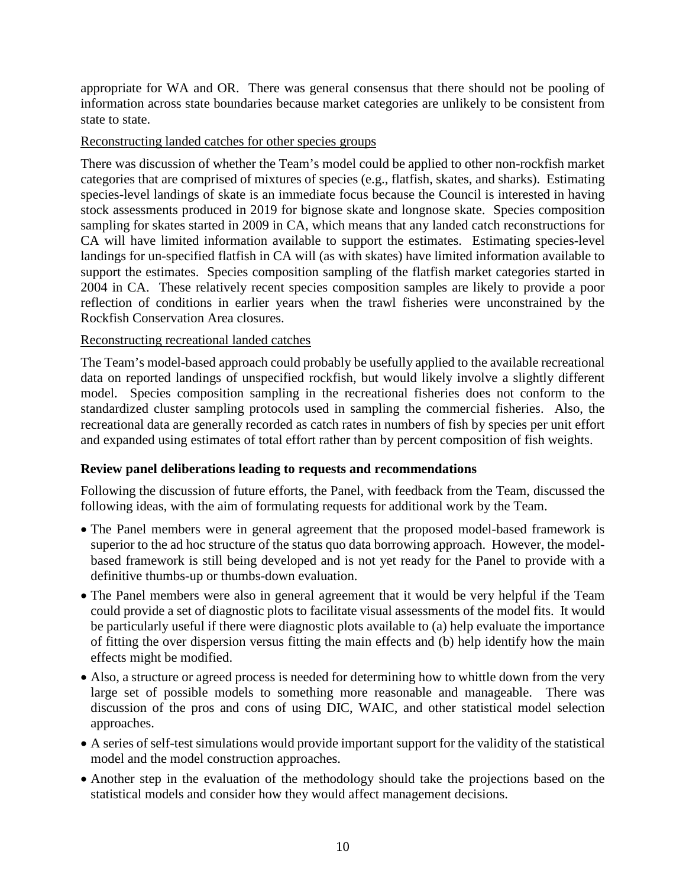appropriate for WA and OR. There was general consensus that there should not be pooling of information across state boundaries because market categories are unlikely to be consistent from state to state.

Reconstructing landed catches for other species groups

There was discussion of whether the Team's model could be applied to other non-rockfish market categories that are comprised of mixtures of species (e.g., flatfish, skates, and sharks). Estimating species-level landings of skate is an immediate focus because the Council is interested in having stock assessments produced in 2019 for bignose skate and longnose skate. Species composition sampling for skates started in 2009 in CA, which means that any landed catch reconstructions for CA will have limited information available to support the estimates. Estimating species-level landings for un-specified flatfish in CA will (as with skates) have limited information available to support the estimates. Species composition sampling of the flatfish market categories started in 2004 in CA. These relatively recent species composition samples are likely to provide a poor reflection of conditions in earlier years when the trawl fisheries were unconstrained by the Rockfish Conservation Area closures.

Reconstructing recreational landed catches

The Team's model-based approach could probably be usefully applied to the available recreational data on reported landings of unspecified rockfish, but would likely involve a slightly different model. Species composition sampling in the recreational fisheries does not conform to the standardized cluster sampling protocols used in sampling the commercial fisheries. Also, the recreational data are generally recorded as catch rates in numbers of fish by species per unit effort and expanded using estimates of total effort rather than by percent composition of fish weights.

**Review panel deliberations leading to requests and recommendations**

Following the discussion of future efforts, the Panel, with feedback from the Team, discussed the following ideas, with the aim of formulating requests for additional work by the Team.

- The Panel members were in general agreement that the proposed model-based framework is superior to the ad hoc structure of the status quo data borrowing approach. However, the model-based framework is still being developed and is not yet ready for the Panel to provide with a definitive thumbs-up or thumbs-down evaluation.
- The Panel members were also in general agreement that it would be very helpful if the Team could provide a set of diagnostic plots to facilitate visual assessments of the model fits. It would be particularly useful if there were diagnostic plots available to (a) help evaluate the importance of fitting the over dispersion versus fitting the main effects and (b) help identify how the main effects might be modified.
- Also, a structure or agreed process is needed for determining how to whittle down from the very large set of possible models to something more reasonable and manageable. There was discussion of the pros and cons of using DIC, WAIC, and other statistical model selection approaches.
- A series of self-test simulations would provide important support for the validity of the statistical model and the model construction approaches.
- Another step in the evaluation of the methodology should take the projections based on the statistical models and consider how they would affect management decisions.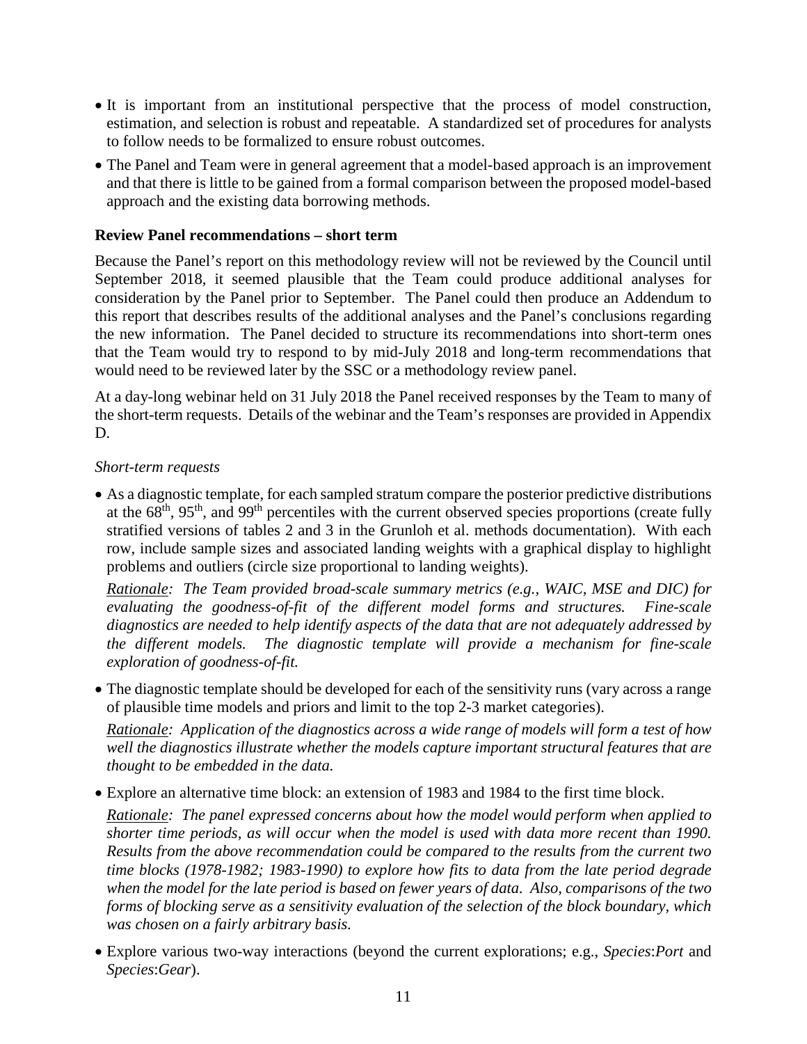- It is important from an institutional perspective that the process of model construction, estimation, and selection is robust and repeatable. A standardized set of procedures for analysts to follow needs to be formalized to ensure robust outcomes.
- The Panel and Team were in general agreement that a model-based approach is an improvement and that there is little to be gained from a formal comparison between the proposed model-based approach and the existing data borrowing methods.

### Review Panel recommendations – short term

Because the Panel's report on this methodology review will not be reviewed by the Council until September 2018, it seemed plausible that the Team could produce additional analyses for consideration by the Panel prior to September. The Panel could then produce an Addendum to this report that describes results of the additional analyses and the Panel's conclusions regarding the new information. The Panel decided to structure its recommendations into short-term ones that the Team would try to respond to by mid-July 2018 and long-term recommendations that would need to be reviewed later by the SSC or a methodology review panel.

At a day-long webinar held on 31 July 2018 the Panel received responses by the Team to many of the short-term requests. Details of the webinar and the Team's responses are provided in Appendix D.

*Short-term requests*

- As a diagnostic template, for each sampled stratum compare the posterior predictive distributions at the 68$^{th}$, 95$^{th}$, and 99$^{th}$ percentiles with the current observed species proportions (create fully stratified versions of tables 2 and 3 in the Grunloh et al. methods documentation). With each row, include sample sizes and associated landing weights with a graphical display to highlight problems and outliers (circle size proportional to landing weights).

  *<u>Rationale</u>: The Team provided broad-scale summary metrics (e.g., WAIC, MSE and DIC) for evaluating the goodness-of-fit of the different model forms and structures. Fine-scale diagnostics are needed to help identify aspects of the data that are not adequately addressed by the different models. The diagnostic template will provide a mechanism for fine-scale exploration of goodness-of-fit.*

- The diagnostic template should be developed for each of the sensitivity runs (vary across a range of plausible time models and priors and limit to the top 2-3 market categories).

  *<u>Rationale</u>: Application of the diagnostics across a wide range of models will form a test of how well the diagnostics illustrate whether the models capture important structural features that are thought to be embedded in the data.*

- Explore an alternative time block: an extension of 1983 and 1984 to the first time block.

  *<u>Rationale</u>: The panel expressed concerns about how the model would perform when applied to shorter time periods, as will occur when the model is used with data more recent than 1990. Results from the above recommendation could be compared to the results from the current two time blocks (1978-1982; 1983-1990) to explore how fits to data from the late period degrade when the model for the late period is based on fewer years of data. Also, comparisons of the two forms of blocking serve as a sensitivity evaluation of the selection of the block boundary, which was chosen on a fairly arbitrary basis.*

- Explore various two-way interactions (beyond the current explorations; e.g., *Species*:*Port* and *Species*:*Gear*).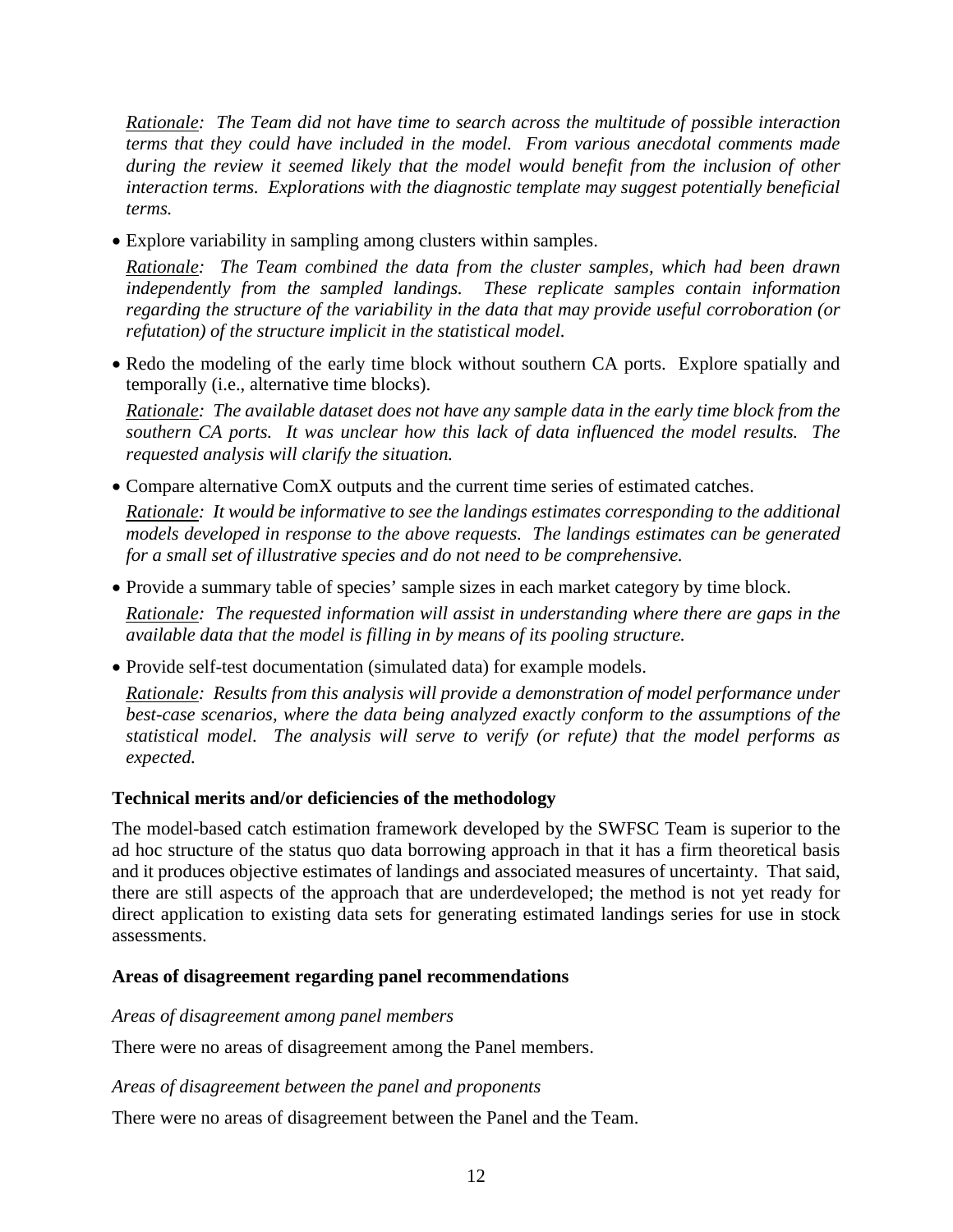*<u>Rationale</u>: The Team did not have time to search across the multitude of possible interaction terms that they could have included in the model. From various anecdotal comments made during the review it seemed likely that the model would benefit from the inclusion of other interaction terms. Explorations with the diagnostic template may suggest potentially beneficial terms.*

- Explore variability in sampling among clusters within samples.

  *<u>Rationale</u>: The Team combined the data from the cluster samples, which had been drawn independently from the sampled landings. These replicate samples contain information regarding the structure of the variability in the data that may provide useful corroboration (or refutation) of the structure implicit in the statistical model.*

- Redo the modeling of the early time block without southern CA ports. Explore spatially and temporally (i.e., alternative time blocks).

  *<u>Rationale</u>: The available dataset does not have any sample data in the early time block from the southern CA ports. It was unclear how this lack of data influenced the model results. The requested analysis will clarify the situation.*

- Compare alternative ComX outputs and the current time series of estimated catches.

  *<u>Rationale</u>: It would be informative to see the landings estimates corresponding to the additional models developed in response to the above requests. The landings estimates can be generated for a small set of illustrative species and do not need to be comprehensive.*

- Provide a summary table of species' sample sizes in each market category by time block.

  *<u>Rationale</u>: The requested information will assist in understanding where there are gaps in the available data that the model is filling in by means of its pooling structure.*

- Provide self-test documentation (simulated data) for example models.

  *<u>Rationale</u>: Results from this analysis will provide a demonstration of model performance under best-case scenarios, where the data being analyzed exactly conform to the assumptions of the statistical model. The analysis will serve to verify (or refute) that the model performs as expected.*

### Technical merits and/or deficiencies of the methodology

The model-based catch estimation framework developed by the SWFSC Team is superior to the ad hoc structure of the status quo data borrowing approach in that it has a firm theoretical basis and it produces objective estimates of landings and associated measures of uncertainty. That said, there are still aspects of the approach that are underdeveloped; the method is not yet ready for direct application to existing data sets for generating estimated landings series for use in stock assessments.

### Areas of disagreement regarding panel recommendations

*Areas of disagreement among panel members*

There were no areas of disagreement among the Panel members.

*Areas of disagreement between the panel and proponents*

There were no areas of disagreement between the Panel and the Team.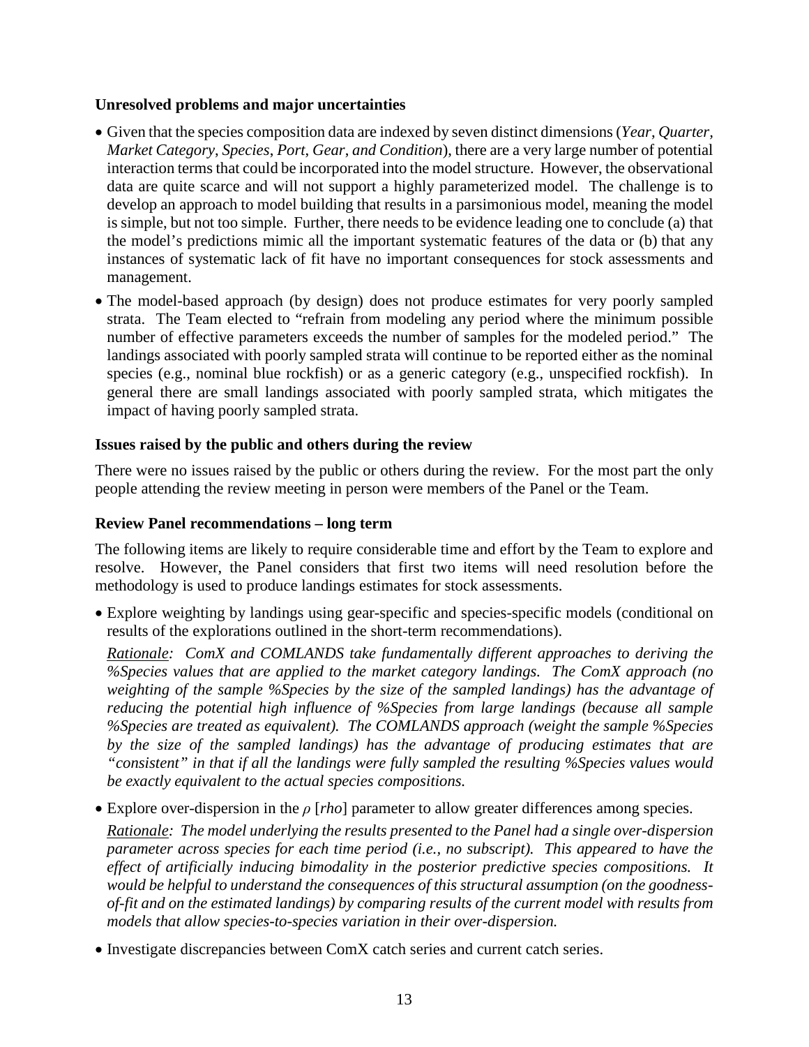**Unresolved problems and major uncertainties**

- Given that the species composition data are indexed by seven distinct dimensions (*Year*, *Quarter*, *Market Category*, *Species*, *Port*, *Gear*, *and Condition*), there are a very large number of potential interaction terms that could be incorporated into the model structure. However, the observational data are quite scarce and will not support a highly parameterized model. The challenge is to develop an approach to model building that results in a parsimonious model, meaning the model is simple, but not too simple. Further, there needs to be evidence leading one to conclude (a) that the model's predictions mimic all the important systematic features of the data or (b) that any instances of systematic lack of fit have no important consequences for stock assessments and management.
- The model-based approach (by design) does not produce estimates for very poorly sampled strata. The Team elected to "refrain from modeling any period where the minimum possible number of effective parameters exceeds the number of samples for the modeled period." The landings associated with poorly sampled strata will continue to be reported either as the nominal species (e.g., nominal blue rockfish) or as a generic category (e.g., unspecified rockfish). In general there are small landings associated with poorly sampled strata, which mitigates the impact of having poorly sampled strata.

**Issues raised by the public and others during the review**

There were no issues raised by the public or others during the review. For the most part the only people attending the review meeting in person were members of the Panel or the Team.

**Review Panel recommendations – long term**

The following items are likely to require considerable time and effort by the Team to explore and resolve. However, the Panel considers that first two items will need resolution before the methodology is used to produce landings estimates for stock assessments.

- Explore weighting by landings using gear-specific and species-specific models (conditional on results of the explorations outlined in the short-term recommendations).

  *<u>Rationale</u>: ComX and COMLANDS take fundamentally different approaches to deriving the %Species values that are applied to the market category landings. The ComX approach (no weighting of the sample %Species by the size of the sampled landings) has the advantage of reducing the potential high influence of %Species from large landings (because all sample %Species are treated as equivalent). The COMLANDS approach (weight the sample %Species by the size of the sampled landings) has the advantage of producing estimates that are "consistent" in that if all the landings were fully sampled the resulting %Species values would be exactly equivalent to the actual species compositions.*

- Explore over-dispersion in the $\rho$ [*rho*] parameter to allow greater differences among species.

  *<u>Rationale</u>: The model underlying the results presented to the Panel had a single over-dispersion parameter across species for each time period (i.e., no subscript). This appeared to have the effect of artificially inducing bimodality in the posterior predictive species compositions. It would be helpful to understand the consequences of this structural assumption (on the goodness-of-fit and on the estimated landings) by comparing results of the current model with results from models that allow species-to-species variation in their over-dispersion.*

- Investigate discrepancies between ComX catch series and current catch series.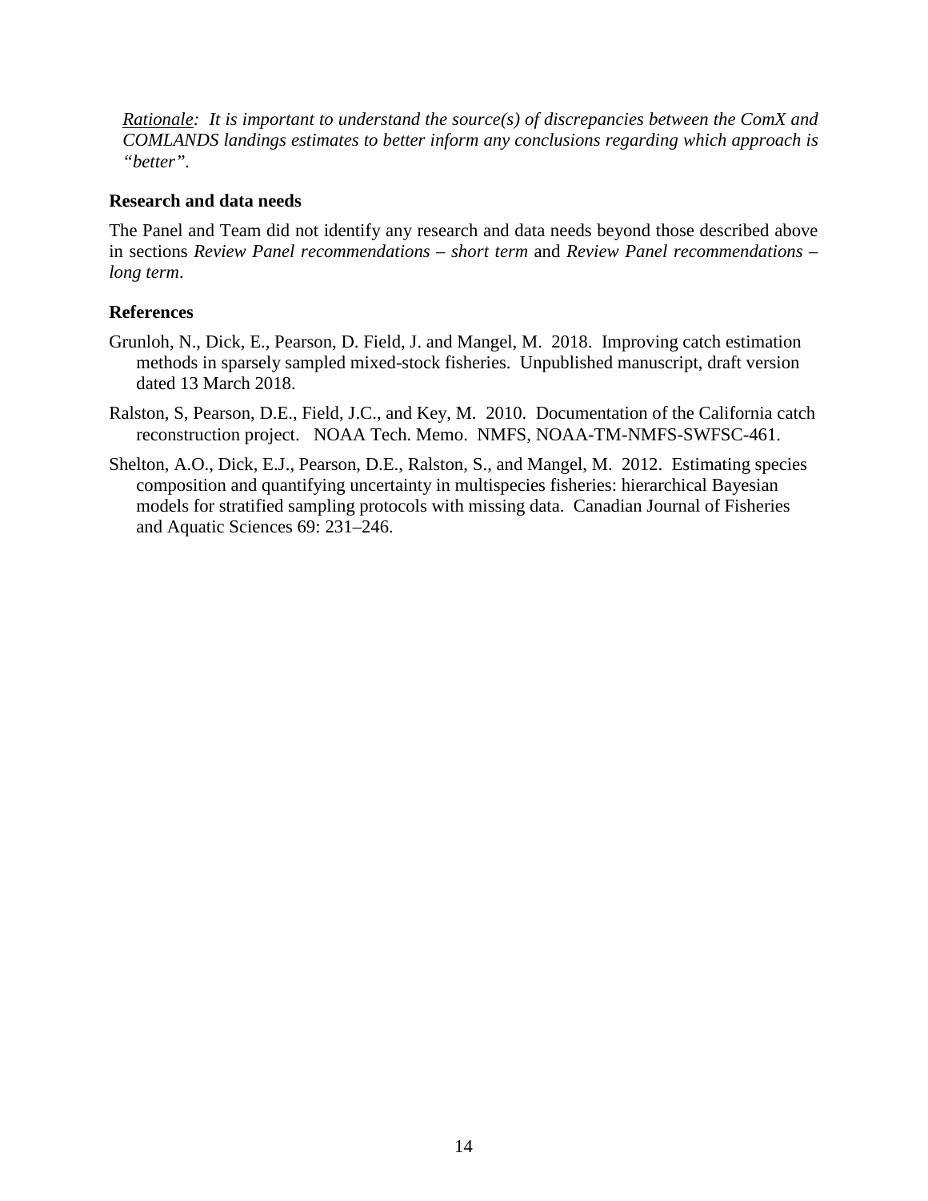*<u>Rationale</u>: It is important to understand the source(s) of discrepancies between the ComX and COMLANDS landings estimates to better inform any conclusions regarding which approach is "better".*

### Research and data needs

The Panel and Team did not identify any research and data needs beyond those described above in sections *Review Panel recommendations – short term* and *Review Panel recommendations – long term*.

### References

Grunloh, N., Dick, E., Pearson, D. Field, J. and Mangel, M. 2018. Improving catch estimation methods in sparsely sampled mixed-stock fisheries. Unpublished manuscript, draft version dated 13 March 2018.

Ralston, S, Pearson, D.E., Field, J.C., and Key, M. 2010. Documentation of the California catch reconstruction project. NOAA Tech. Memo. NMFS, NOAA-TM-NMFS-SWFSC-461.

Shelton, A.O., Dick, E.J., Pearson, D.E., Ralston, S., and Mangel, M. 2012. Estimating species composition and quantifying uncertainty in multispecies fisheries: hierarchical Bayesian models for stratified sampling protocols with missing data. Canadian Journal of Fisheries and Aquatic Sciences 69: 231–246.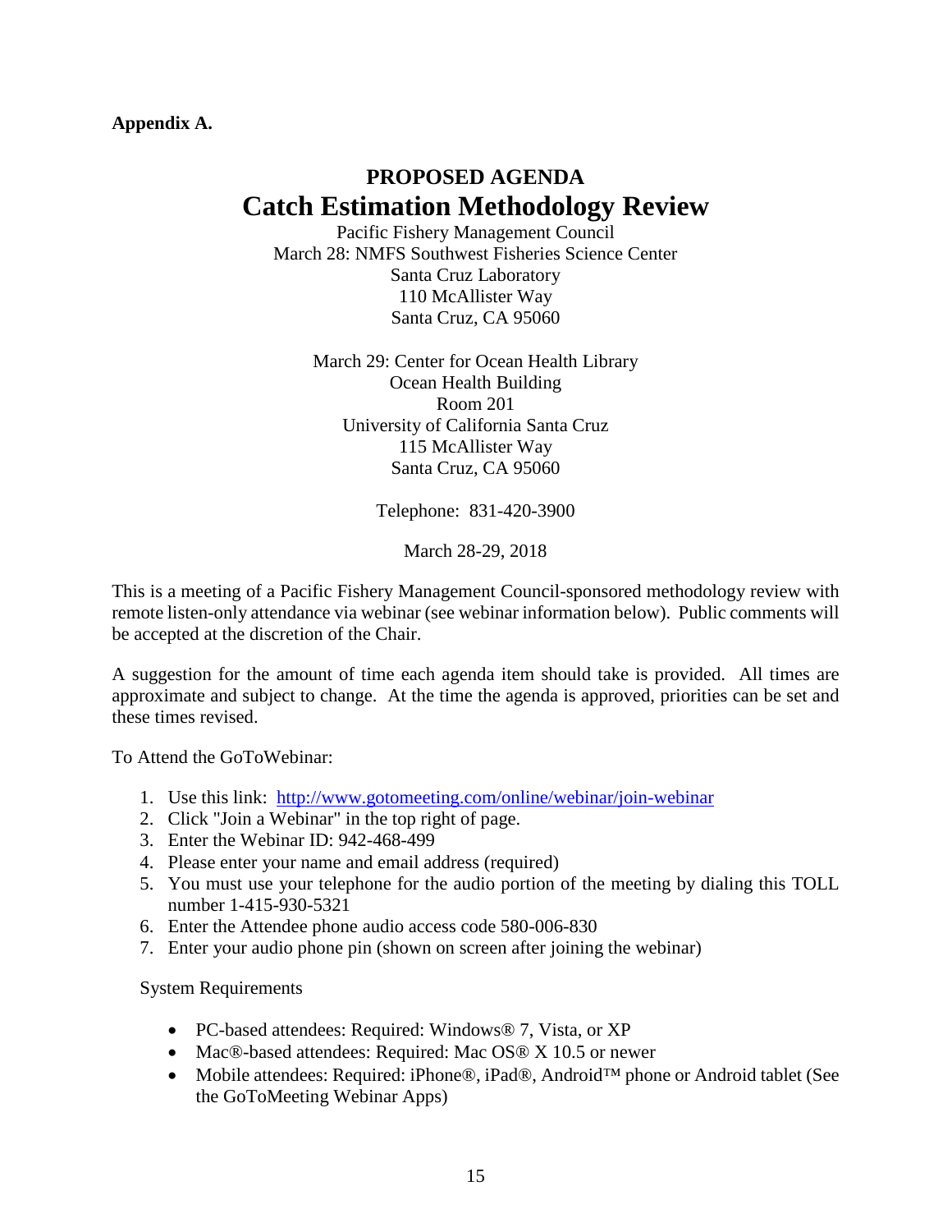**Appendix A.**

## PROPOSED AGENDA

# Catch Estimation Methodology Review

Pacific Fishery Management Council
March 28: NMFS Southwest Fisheries Science Center
Santa Cruz Laboratory
110 McAllister Way
Santa Cruz, CA 95060

March 29: Center for Ocean Health Library
Ocean Health Building
Room 201
University of California Santa Cruz
115 McAllister Way
Santa Cruz, CA 95060

Telephone: 831-420-3900

March 28-29, 2018

This is a meeting of a Pacific Fishery Management Council-sponsored methodology review with remote listen-only attendance via webinar (see webinar information below). Public comments will be accepted at the discretion of the Chair.

A suggestion for the amount of time each agenda item should take is provided. All times are approximate and subject to change. At the time the agenda is approved, priorities can be set and these times revised.

To Attend the GoToWebinar:

1. Use this link: http://www.gotomeeting.com/online/webinar/join-webinar
2. Click "Join a Webinar" in the top right of page.
3. Enter the Webinar ID: 942-468-499
4. Please enter your name and email address (required)
5. You must use your telephone for the audio portion of the meeting by dialing this TOLL number 1-415-930-5321
6. Enter the Attendee phone audio access code 580-006-830
7. Enter your audio phone pin (shown on screen after joining the webinar)

System Requirements

- PC-based attendees: Required: Windows® 7, Vista, or XP
- Mac®-based attendees: Required: Mac OS® X 10.5 or newer
- Mobile attendees: Required: iPhone®, iPad®, Android™ phone or Android tablet (See the GoToMeeting Webinar Apps)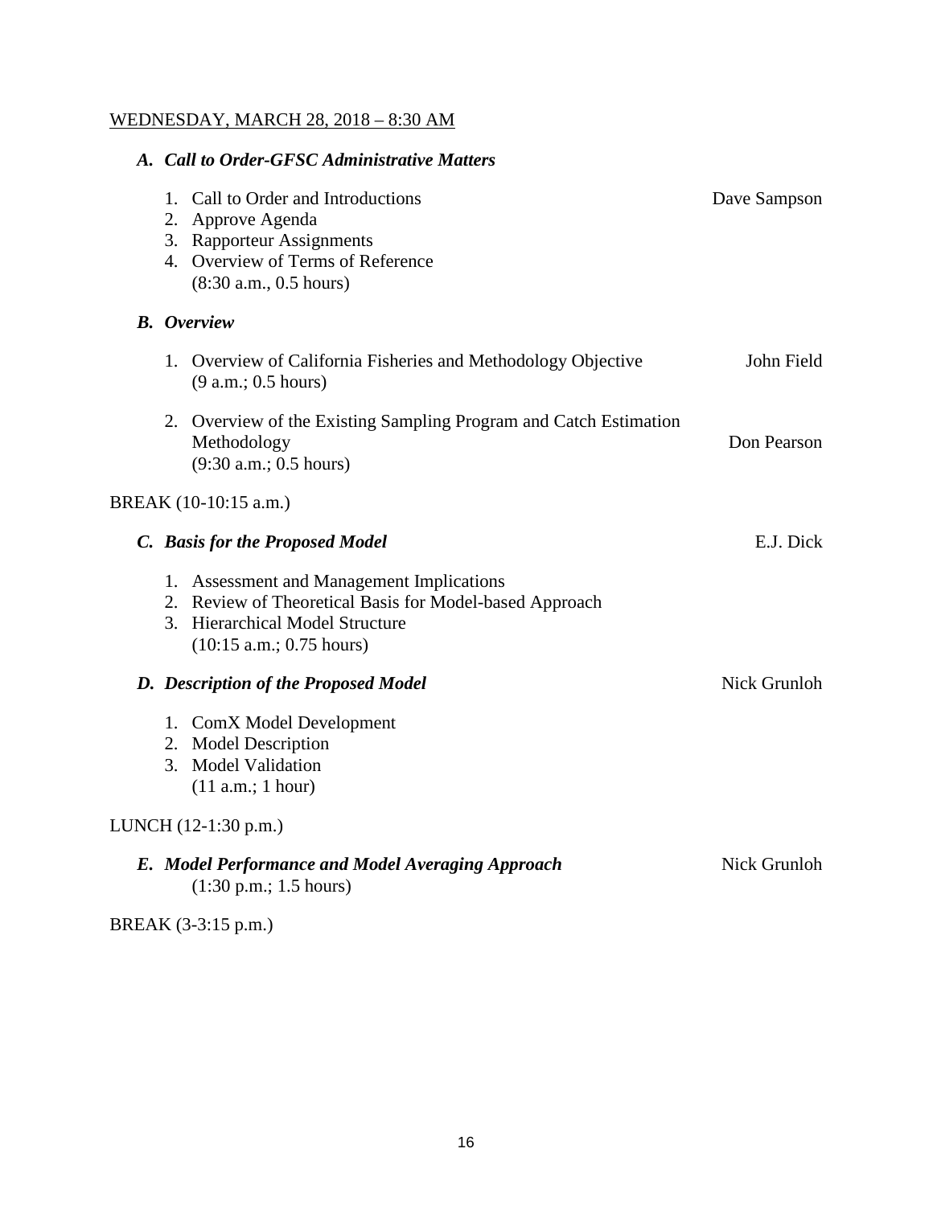WEDNESDAY, MARCH 28, 2018 – 8:30 AM

***A. Call to Order-GFSC Administrative Matters***

1. Call to Order and Introductions — Dave Sampson
2. Approve Agenda
3. Rapporteur Assignments
4. Overview of Terms of Reference
   (8:30 a.m., 0.5 hours)

***B. Overview***

1. Overview of California Fisheries and Methodology Objective — John Field
   (9 a.m.; 0.5 hours)

2. Overview of the Existing Sampling Program and Catch Estimation Methodology — Don Pearson
   (9:30 a.m.; 0.5 hours)

BREAK (10-10:15 a.m.)

***C. Basis for the Proposed Model*** — E.J. Dick

1. Assessment and Management Implications
2. Review of Theoretical Basis for Model-based Approach
3. Hierarchical Model Structure
   (10:15 a.m.; 0.75 hours)

***D. Description of the Proposed Model*** — Nick Grunloh

1. ComX Model Development
2. Model Description
3. Model Validation
   (11 a.m.; 1 hour)

LUNCH (12-1:30 p.m.)

***E. Model Performance and Model Averaging Approach*** — Nick Grunloh
(1:30 p.m.; 1.5 hours)

BREAK (3-3:15 p.m.)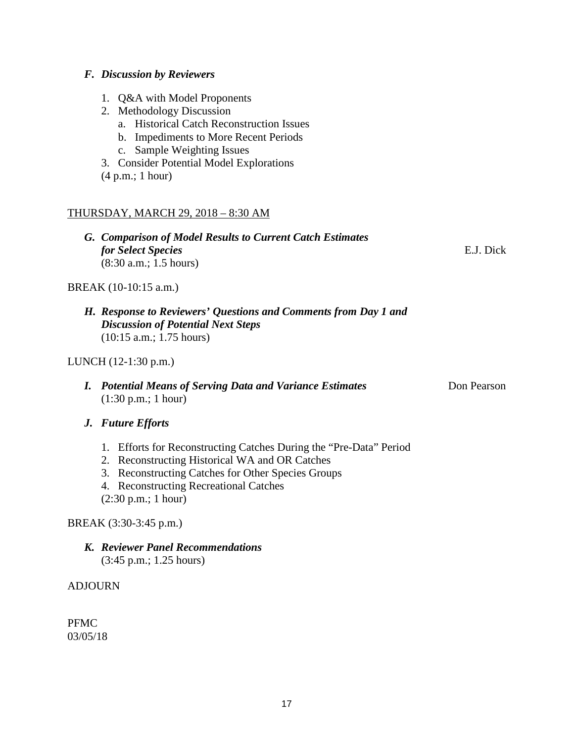***F. Discussion by Reviewers***

1. Q&A with Model Proponents
2. Methodology Discussion
   a. Historical Catch Reconstruction Issues
   b. Impediments to More Recent Periods
   c. Sample Weighting Issues
3. Consider Potential Model Explorations

(4 p.m.; 1 hour)

THURSDAY, MARCH 29, 2018 – 8:30 AM

***G. Comparison of Model Results to Current Catch Estimates for Select Species*** E.J. Dick
(8:30 a.m.; 1.5 hours)

BREAK (10-10:15 a.m.)

***H. Response to Reviewers' Questions and Comments from Day 1 and Discussion of Potential Next Steps***
(10:15 a.m.; 1.75 hours)

LUNCH (12-1:30 p.m.)

***I. Potential Means of Serving Data and Variance Estimates*** Don Pearson
(1:30 p.m.; 1 hour)

***J. Future Efforts***

1. Efforts for Reconstructing Catches During the "Pre-Data" Period
2. Reconstructing Historical WA and OR Catches
3. Reconstructing Catches for Other Species Groups
4. Reconstructing Recreational Catches

(2:30 p.m.; 1 hour)

BREAK (3:30-3:45 p.m.)

***K. Reviewer Panel Recommendations***
(3:45 p.m.; 1.25 hours)

ADJOURN

PFMC
03/05/18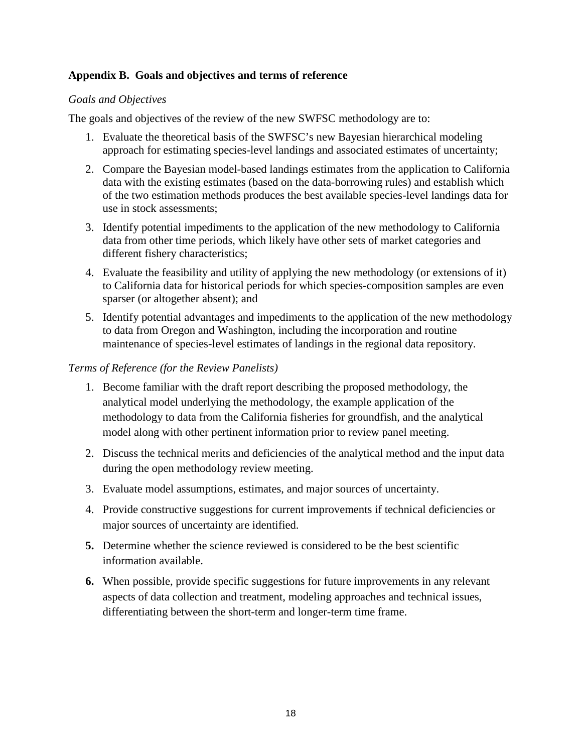### Appendix B. Goals and objectives and terms of reference

*Goals and Objectives*

The goals and objectives of the review of the new SWFSC methodology are to:

1. Evaluate the theoretical basis of the SWFSC's new Bayesian hierarchical modeling approach for estimating species-level landings and associated estimates of uncertainty;
2. Compare the Bayesian model-based landings estimates from the application to California data with the existing estimates (based on the data-borrowing rules) and establish which of the two estimation methods produces the best available species-level landings data for use in stock assessments;
3. Identify potential impediments to the application of the new methodology to California data from other time periods, which likely have other sets of market categories and different fishery characteristics;
4. Evaluate the feasibility and utility of applying the new methodology (or extensions of it) to California data for historical periods for which species-composition samples are even sparser (or altogether absent); and
5. Identify potential advantages and impediments to the application of the new methodology to data from Oregon and Washington, including the incorporation and routine maintenance of species-level estimates of landings in the regional data repository.

*Terms of Reference (for the Review Panelists)*

1. Become familiar with the draft report describing the proposed methodology, the analytical model underlying the methodology, the example application of the methodology to data from the California fisheries for groundfish, and the analytical model along with other pertinent information prior to review panel meeting.
2. Discuss the technical merits and deficiencies of the analytical method and the input data during the open methodology review meeting.
3. Evaluate model assumptions, estimates, and major sources of uncertainty.
4. Provide constructive suggestions for current improvements if technical deficiencies or major sources of uncertainty are identified.
5. Determine whether the science reviewed is considered to be the best scientific information available.
6. When possible, provide specific suggestions for future improvements in any relevant aspects of data collection and treatment, modeling approaches and technical issues, differentiating between the short-term and longer-term time frame.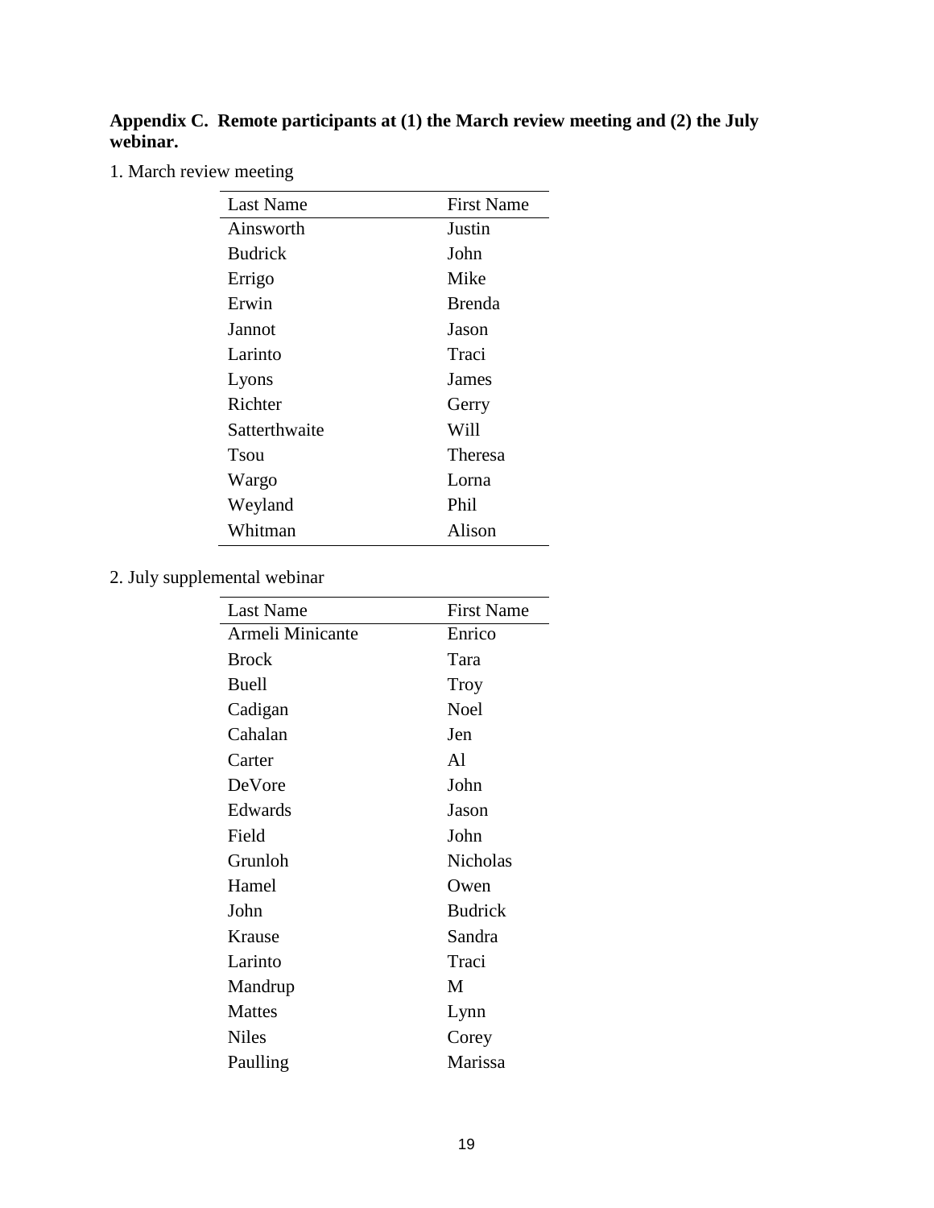**Appendix C. Remote participants at (1) the March review meeting and (2) the July webinar.**

1. March review meeting

| Last Name | First Name |
|---|---|
| Ainsworth | Justin |
| Budrick | John |
| Errigo | Mike |
| Erwin | Brenda |
| Jannot | Jason |
| Larinto | Traci |
| Lyons | James |
| Richter | Gerry |
| Satterthwaite | Will |
| Tsou | Theresa |
| Wargo | Lorna |
| Weyland | Phil |
| Whitman | Alison |

2. July supplemental webinar

| Last Name | First Name |
|---|---|
| Armeli Minicante | Enrico |
| Brock | Tara |
| Buell | Troy |
| Cadigan | Noel |
| Cahalan | Jen |
| Carter | Al |
| DeVore | John |
| Edwards | Jason |
| Field | John |
| Grunloh | Nicholas |
| Hamel | Owen |
| John | Budrick |
| Krause | Sandra |
| Larinto | Traci |
| Mandrup | M |
| Mattes | Lynn |
| Niles | Corey |
| Paulling | Marissa |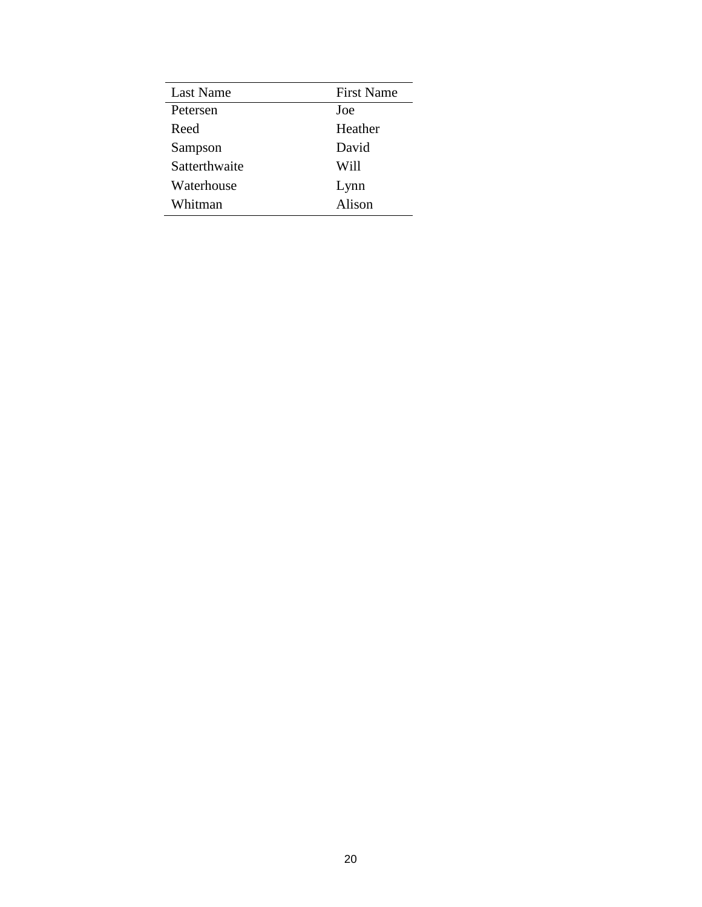| Last Name | First Name |
|---|---|
| Petersen | Joe |
| Reed | Heather |
| Sampson | David |
| Satterthwaite | Will |
| Waterhouse | Lynn |
| Whitman | Alison |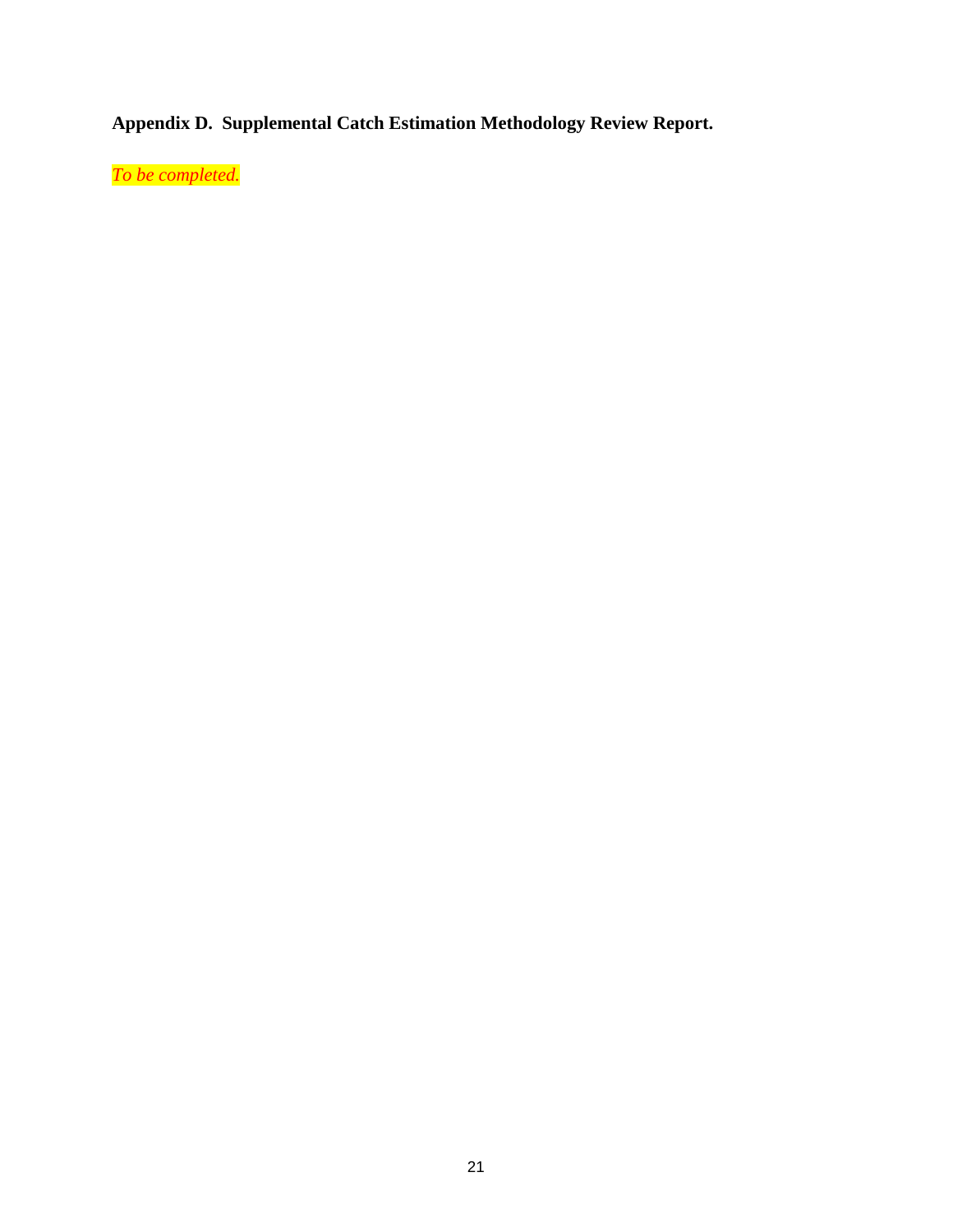**Appendix D. Supplemental Catch Estimation Methodology Review Report.**

*To be completed.*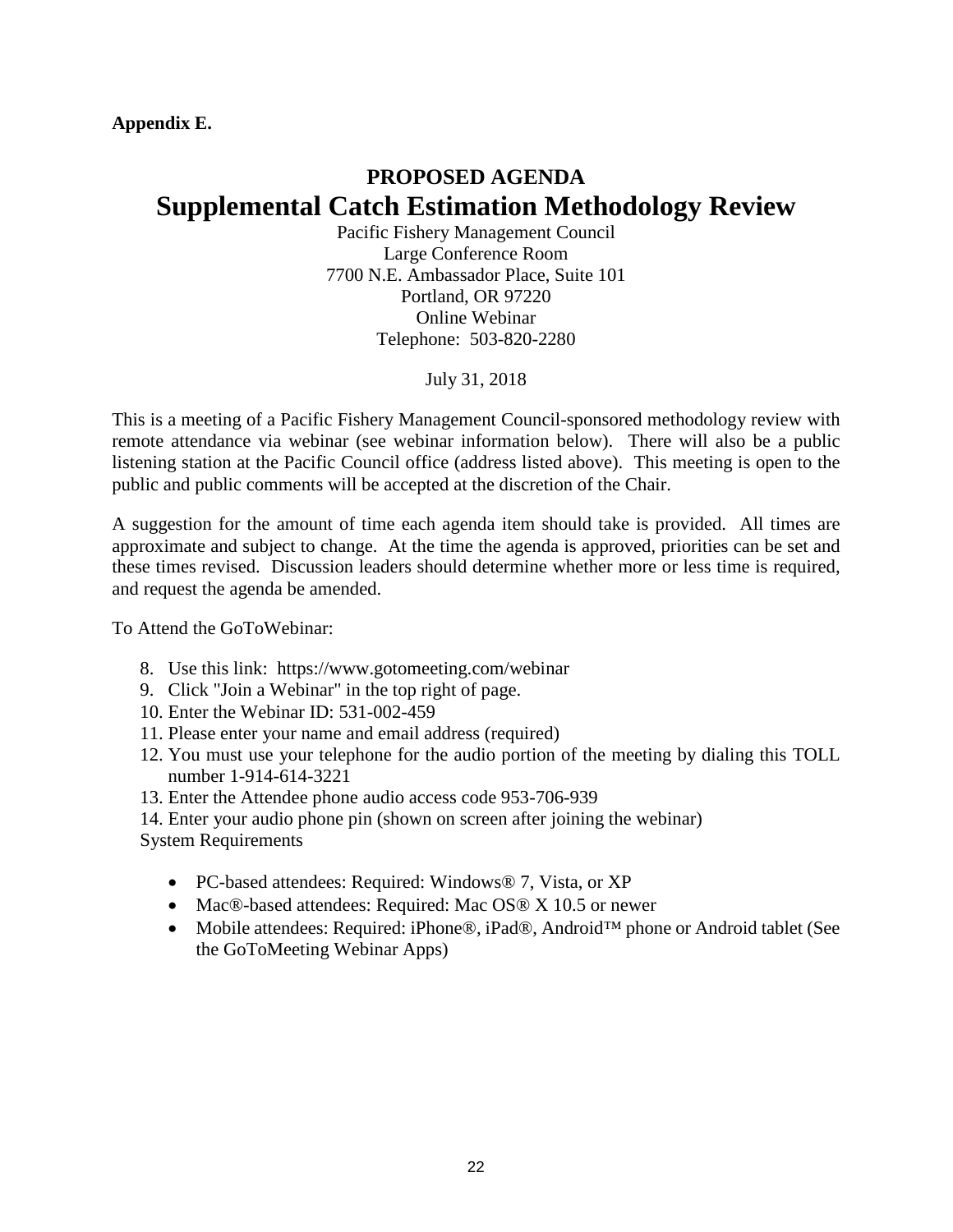**Appendix E.**

## PROPOSED AGENDA

# Supplemental Catch Estimation Methodology Review

Pacific Fishery Management Council
Large Conference Room
7700 N.E. Ambassador Place, Suite 101
Portland, OR 97220
Online Webinar
Telephone: 503-820-2280

July 31, 2018

This is a meeting of a Pacific Fishery Management Council-sponsored methodology review with remote attendance via webinar (see webinar information below). There will also be a public listening station at the Pacific Council office (address listed above). This meeting is open to the public and public comments will be accepted at the discretion of the Chair.

A suggestion for the amount of time each agenda item should take is provided. All times are approximate and subject to change. At the time the agenda is approved, priorities can be set and these times revised. Discussion leaders should determine whether more or less time is required, and request the agenda be amended.

To Attend the GoToWebinar:

8. Use this link: https://www.gotomeeting.com/webinar
9. Click "Join a Webinar" in the top right of page.
10. Enter the Webinar ID: 531-002-459
11. Please enter your name and email address (required)
12. You must use your telephone for the audio portion of the meeting by dialing this TOLL number 1-914-614-3221
13. Enter the Attendee phone audio access code 953-706-939
14. Enter your audio phone pin (shown on screen after joining the webinar)

System Requirements

- PC-based attendees: Required: Windows® 7, Vista, or XP
- Mac®-based attendees: Required: Mac OS® X 10.5 or newer
- Mobile attendees: Required: iPhone®, iPad®, Android™ phone or Android tablet (See the GoToMeeting Webinar Apps)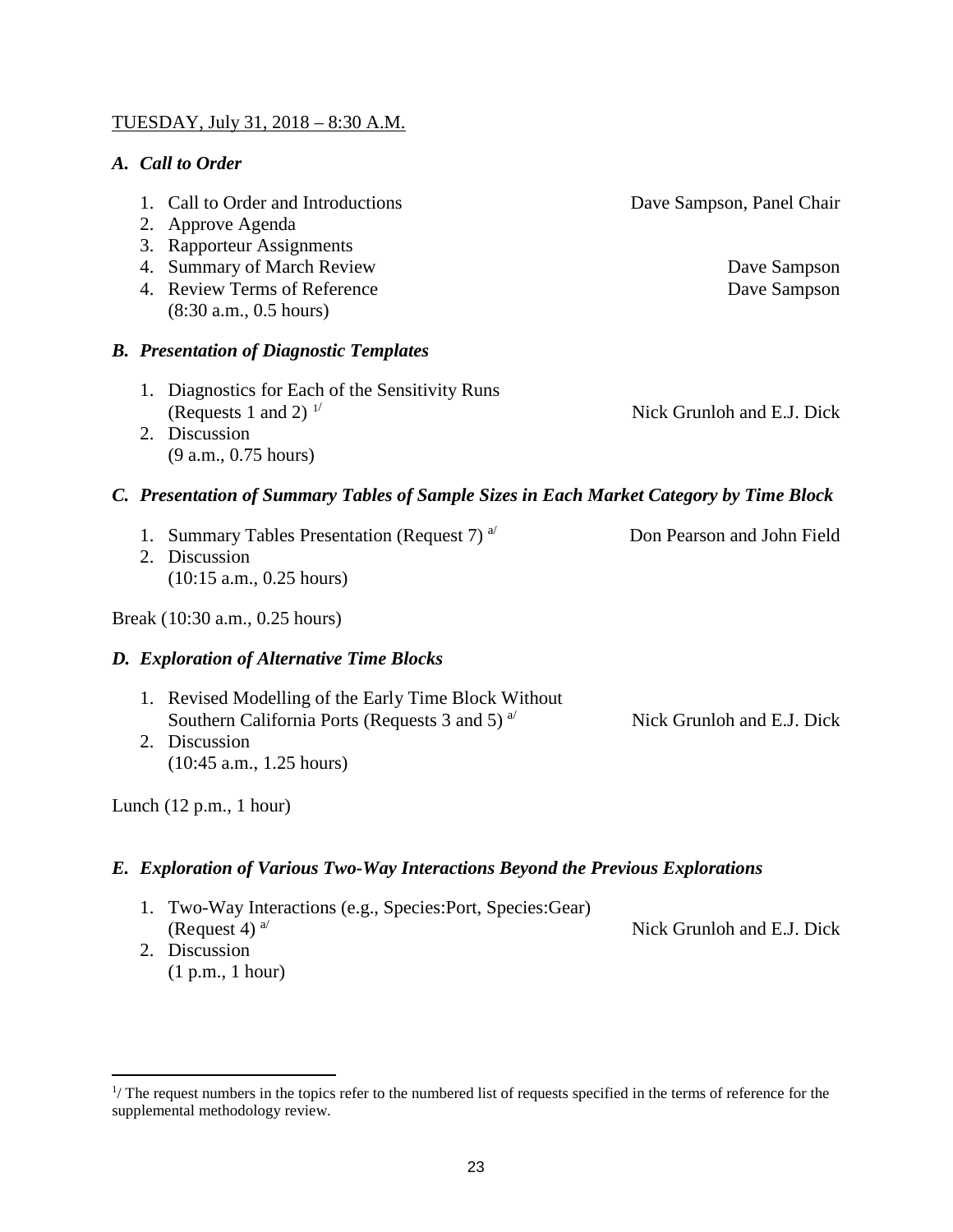TUESDAY, July 31, 2018 – 8:30 A.M.

### *A. Call to Order*

1. Call to Order and Introductions — Dave Sampson, Panel Chair
2. Approve Agenda
3. Rapporteur Assignments
4. Summary of March Review — Dave Sampson
4. Review Terms of Reference — Dave Sampson  
   (8:30 a.m., 0.5 hours)

### *B. Presentation of Diagnostic Templates*

1. Diagnostics for Each of the Sensitivity Runs (Requests 1 and 2) [1/] — Nick Grunloh and E.J. Dick
2. Discussion  
   (9 a.m., 0.75 hours)

### *C. Presentation of Summary Tables of Sample Sizes in Each Market Category by Time Block*

1. Summary Tables Presentation (Request 7) [a/] — Don Pearson and John Field
2. Discussion  
   (10:15 a.m., 0.25 hours)

Break (10:30 a.m., 0.25 hours)

### *D. Exploration of Alternative Time Blocks*

1. Revised Modelling of the Early Time Block Without Southern California Ports (Requests 3 and 5) [a/] — Nick Grunloh and E.J. Dick
2. Discussion  
   (10:45 a.m., 1.25 hours)

Lunch (12 p.m., 1 hour)

### *E. Exploration of Various Two-Way Interactions Beyond the Previous Explorations*

1. Two-Way Interactions (e.g., Species:Port, Species:Gear) (Request 4) [a/] — Nick Grunloh and E.J. Dick
2. Discussion  
   (1 p.m., 1 hour)

---

[1/] The request numbers in the topics refer to the numbered list of requests specified in the terms of reference for the supplemental methodology review.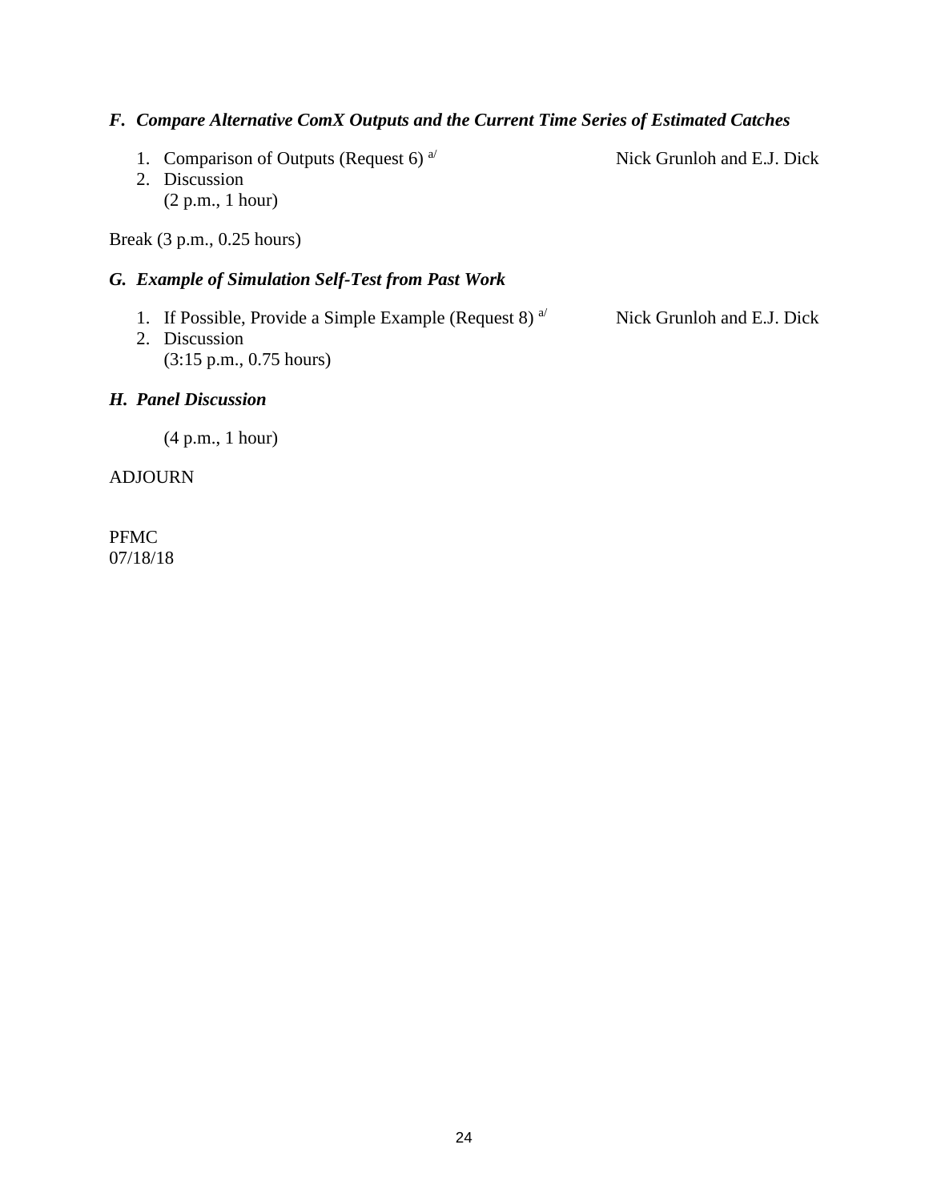### *F. Compare Alternative ComX Outputs and the Current Time Series of Estimated Catches*

1. Comparison of Outputs (Request 6) [a/] Nick Grunloh and E.J. Dick
2. Discussion
   (2 p.m., 1 hour)

Break (3 p.m., 0.25 hours)

### *G. Example of Simulation Self-Test from Past Work*

1. If Possible, Provide a Simple Example (Request 8) [a/] Nick Grunloh and E.J. Dick
2. Discussion
   (3:15 p.m., 0.75 hours)

### *H. Panel Discussion*

(4 p.m., 1 hour)

ADJOURN

PFMC
07/18/18